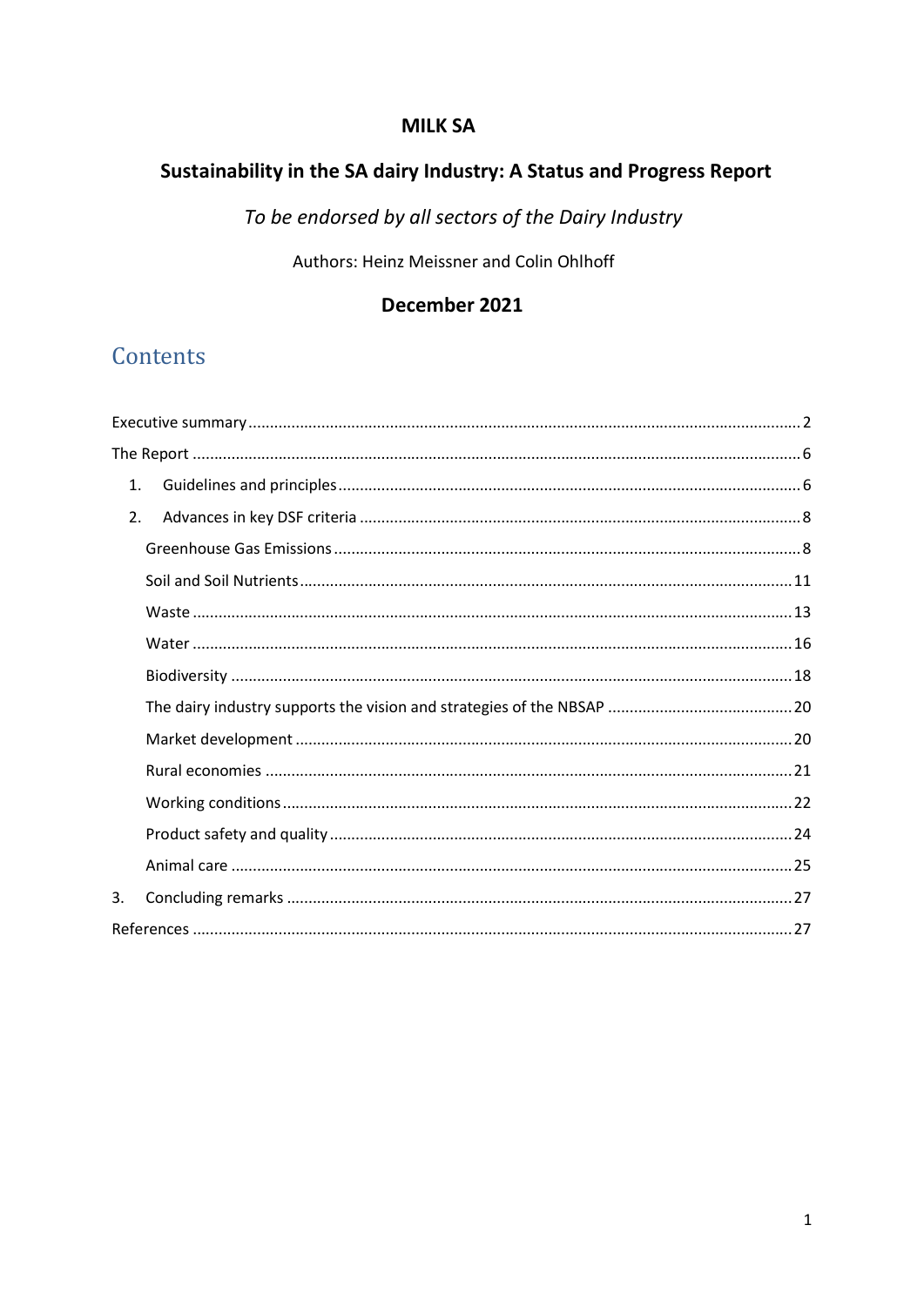# MILK SA

## Sustainability in the SA dairy Industry: A Status and Progress Report

*To be endorsed by all sectors of the Dairy Industry*

Authors: Heinz Meissner and Colin Ohlhoff

**December 2021**

## Contents

Executive summary ........ 2
The Report ........ 6
1. Guidelines and principles ........ 6
2. Advances in key DSF criteria ........ 8
   - Greenhouse Gas Emissions ........ 8
   - Soil and Soil Nutrients ........ 11
   - Waste ........ 13
   - Water ........ 16
   - Biodiversity ........ 18
   - The dairy industry supports the vision and strategies of the NBSAP ........ 20
   - Market development ........ 20
   - Rural economies ........ 21
   - Working conditions ........ 22
   - Product safety and quality ........ 24
   - Animal care ........ 25
3. Concluding remarks ........ 27

References ........ 27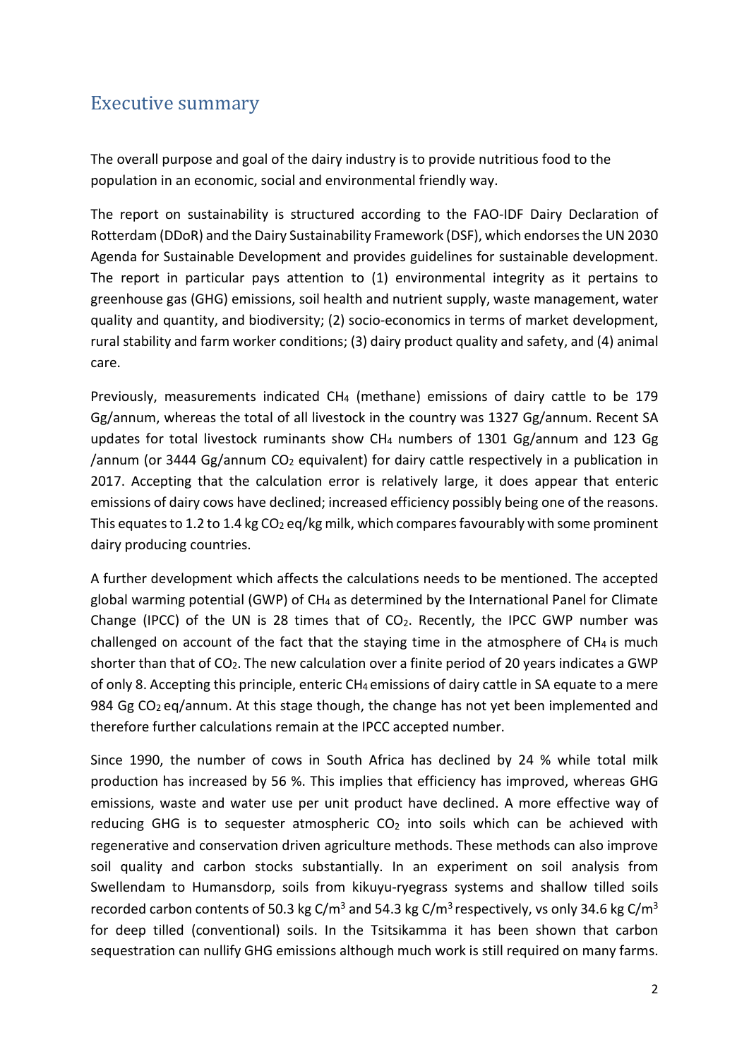## Executive summary

The overall purpose and goal of the dairy industry is to provide nutritious food to the population in an economic, social and environmental friendly way.

The report on sustainability is structured according to the FAO-IDF Dairy Declaration of Rotterdam (DDoR) and the Dairy Sustainability Framework (DSF), which endorses the UN 2030 Agenda for Sustainable Development and provides guidelines for sustainable development. The report in particular pays attention to (1) environmental integrity as it pertains to greenhouse gas (GHG) emissions, soil health and nutrient supply, waste management, water quality and quantity, and biodiversity; (2) socio-economics in terms of market development, rural stability and farm worker conditions; (3) dairy product quality and safety, and (4) animal care.

Previously, measurements indicated $CH_4$ (methane) emissions of dairy cattle to be 179 Gg/annum, whereas the total of all livestock in the country was 1327 Gg/annum. Recent SA updates for total livestock ruminants show $CH_4$ numbers of 1301 Gg/annum and 123 Gg /annum (or 3444 Gg/annum $CO_2$ equivalent) for dairy cattle respectively in a publication in 2017. Accepting that the calculation error is relatively large, it does appear that enteric emissions of dairy cows have declined; increased efficiency possibly being one of the reasons. This equates to 1.2 to 1.4 kg $CO_2$ eq/kg milk, which compares favourably with some prominent dairy producing countries.

A further development which affects the calculations needs to be mentioned. The accepted global warming potential (GWP) of $CH_4$ as determined by the International Panel for Climate Change (IPCC) of the UN is 28 times that of $CO_2$. Recently, the IPCC GWP number was challenged on account of the fact that the staying time in the atmosphere of $CH_4$ is much shorter than that of $CO_2$. The new calculation over a finite period of 20 years indicates a GWP of only 8. Accepting this principle, enteric $CH_4$ emissions of dairy cattle in SA equate to a mere 984 Gg $CO_2$ eq/annum. At this stage though, the change has not yet been implemented and therefore further calculations remain at the IPCC accepted number.

Since 1990, the number of cows in South Africa has declined by 24 % while total milk production has increased by 56 %. This implies that efficiency has improved, whereas GHG emissions, waste and water use per unit product have declined. A more effective way of reducing GHG is to sequester atmospheric $CO_2$ into soils which can be achieved with regenerative and conservation driven agriculture methods. These methods can also improve soil quality and carbon stocks substantially. In an experiment on soil analysis from Swellendam to Humansdorp, soils from kikuyu-ryegrass systems and shallow tilled soils recorded carbon contents of 50.3 kg C/$m^3$ and 54.3 kg C/$m^3$ respectively, vs only 34.6 kg C/$m^3$ for deep tilled (conventional) soils. In the Tsitsikamma it has been shown that carbon sequestration can nullify GHG emissions although much work is still required on many farms.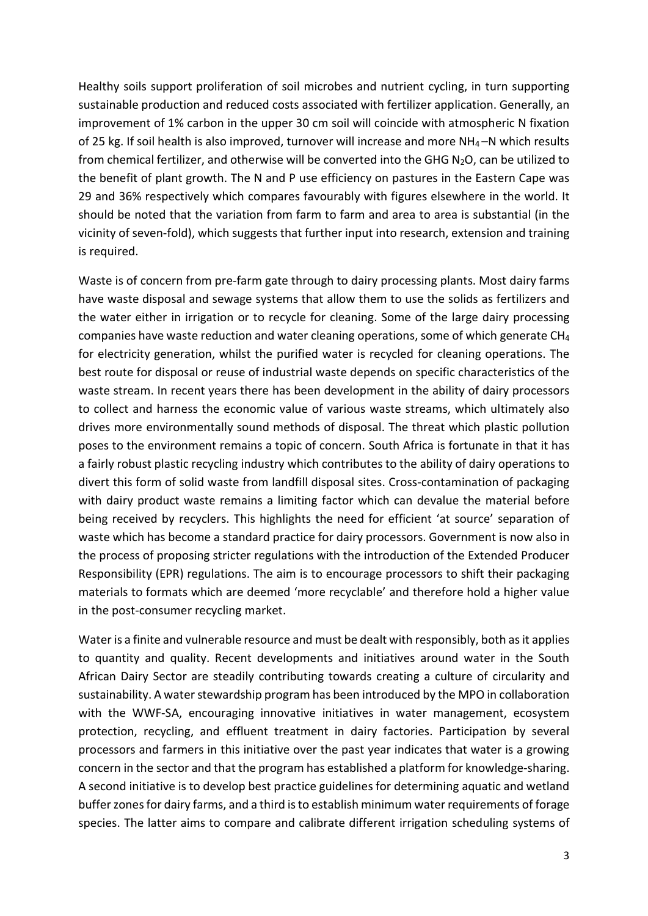Healthy soils support proliferation of soil microbes and nutrient cycling, in turn supporting sustainable production and reduced costs associated with fertilizer application. Generally, an improvement of 1% carbon in the upper 30 cm soil will coincide with atmospheric N fixation of 25 kg. If soil health is also improved, turnover will increase and more $NH_4$–N which results from chemical fertilizer, and otherwise will be converted into the GHG $N_2O$, can be utilized to the benefit of plant growth. The N and P use efficiency on pastures in the Eastern Cape was 29 and 36% respectively which compares favourably with figures elsewhere in the world. It should be noted that the variation from farm to farm and area to area is substantial (in the vicinity of seven-fold), which suggests that further input into research, extension and training is required.

Waste is of concern from pre-farm gate through to dairy processing plants. Most dairy farms have waste disposal and sewage systems that allow them to use the solids as fertilizers and the water either in irrigation or to recycle for cleaning. Some of the large dairy processing companies have waste reduction and water cleaning operations, some of which generate $CH_4$ for electricity generation, whilst the purified water is recycled for cleaning operations. The best route for disposal or reuse of industrial waste depends on specific characteristics of the waste stream. In recent years there has been development in the ability of dairy processors to collect and harness the economic value of various waste streams, which ultimately also drives more environmentally sound methods of disposal. The threat which plastic pollution poses to the environment remains a topic of concern. South Africa is fortunate in that it has a fairly robust plastic recycling industry which contributes to the ability of dairy operations to divert this form of solid waste from landfill disposal sites. Cross-contamination of packaging with dairy product waste remains a limiting factor which can devalue the material before being received by recyclers. This highlights the need for efficient 'at source' separation of waste which has become a standard practice for dairy processors. Government is now also in the process of proposing stricter regulations with the introduction of the Extended Producer Responsibility (EPR) regulations. The aim is to encourage processors to shift their packaging materials to formats which are deemed 'more recyclable' and therefore hold a higher value in the post-consumer recycling market.

Water is a finite and vulnerable resource and must be dealt with responsibly, both as it applies to quantity and quality. Recent developments and initiatives around water in the South African Dairy Sector are steadily contributing towards creating a culture of circularity and sustainability. A water stewardship program has been introduced by the MPO in collaboration with the WWF-SA, encouraging innovative initiatives in water management, ecosystem protection, recycling, and effluent treatment in dairy factories. Participation by several processors and farmers in this initiative over the past year indicates that water is a growing concern in the sector and that the program has established a platform for knowledge-sharing. A second initiative is to develop best practice guidelines for determining aquatic and wetland buffer zones for dairy farms, and a third is to establish minimum water requirements of forage species. The latter aims to compare and calibrate different irrigation scheduling systems of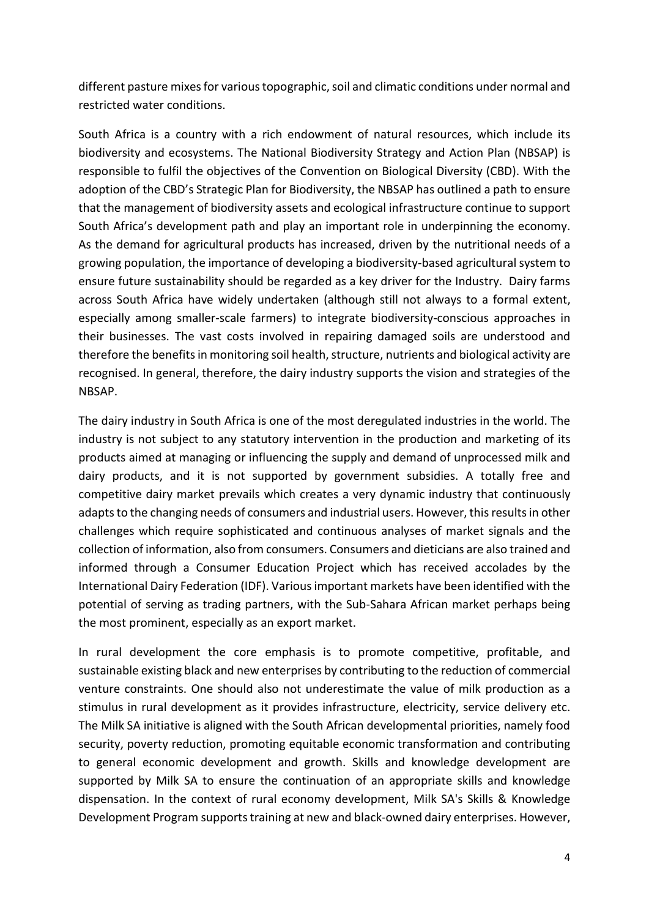different pasture mixes for various topographic, soil and climatic conditions under normal and restricted water conditions.

South Africa is a country with a rich endowment of natural resources, which include its biodiversity and ecosystems. The National Biodiversity Strategy and Action Plan (NBSAP) is responsible to fulfil the objectives of the Convention on Biological Diversity (CBD). With the adoption of the CBD's Strategic Plan for Biodiversity, the NBSAP has outlined a path to ensure that the management of biodiversity assets and ecological infrastructure continue to support South Africa's development path and play an important role in underpinning the economy. As the demand for agricultural products has increased, driven by the nutritional needs of a growing population, the importance of developing a biodiversity-based agricultural system to ensure future sustainability should be regarded as a key driver for the Industry. Dairy farms across South Africa have widely undertaken (although still not always to a formal extent, especially among smaller-scale farmers) to integrate biodiversity-conscious approaches in their businesses. The vast costs involved in repairing damaged soils are understood and therefore the benefits in monitoring soil health, structure, nutrients and biological activity are recognised. In general, therefore, the dairy industry supports the vision and strategies of the NBSAP.

The dairy industry in South Africa is one of the most deregulated industries in the world. The industry is not subject to any statutory intervention in the production and marketing of its products aimed at managing or influencing the supply and demand of unprocessed milk and dairy products, and it is not supported by government subsidies. A totally free and competitive dairy market prevails which creates a very dynamic industry that continuously adapts to the changing needs of consumers and industrial users. However, this results in other challenges which require sophisticated and continuous analyses of market signals and the collection of information, also from consumers. Consumers and dieticians are also trained and informed through a Consumer Education Project which has received accolades by the International Dairy Federation (IDF). Various important markets have been identified with the potential of serving as trading partners, with the Sub-Sahara African market perhaps being the most prominent, especially as an export market.

In rural development the core emphasis is to promote competitive, profitable, and sustainable existing black and new enterprises by contributing to the reduction of commercial venture constraints. One should also not underestimate the value of milk production as a stimulus in rural development as it provides infrastructure, electricity, service delivery etc. The Milk SA initiative is aligned with the South African developmental priorities, namely food security, poverty reduction, promoting equitable economic transformation and contributing to general economic development and growth. Skills and knowledge development are supported by Milk SA to ensure the continuation of an appropriate skills and knowledge dispensation. In the context of rural economy development, Milk SA's Skills & Knowledge Development Program supports training at new and black-owned dairy enterprises. However,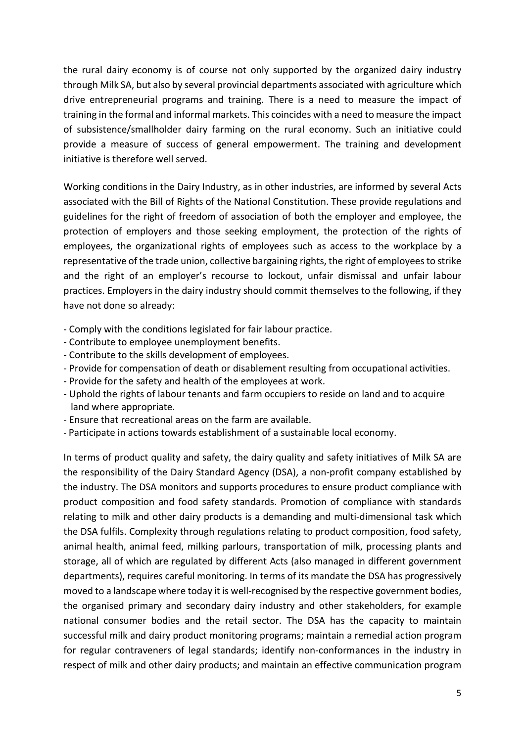the rural dairy economy is of course not only supported by the organized dairy industry through Milk SA, but also by several provincial departments associated with agriculture which drive entrepreneurial programs and training. There is a need to measure the impact of training in the formal and informal markets. This coincides with a need to measure the impact of subsistence/smallholder dairy farming on the rural economy. Such an initiative could provide a measure of success of general empowerment. The training and development initiative is therefore well served.

Working conditions in the Dairy Industry, as in other industries, are informed by several Acts associated with the Bill of Rights of the National Constitution. These provide regulations and guidelines for the right of freedom of association of both the employer and employee, the protection of employers and those seeking employment, the protection of the rights of employees, the organizational rights of employees such as access to the workplace by a representative of the trade union, collective bargaining rights, the right of employees to strike and the right of an employer's recourse to lockout, unfair dismissal and unfair labour practices. Employers in the dairy industry should commit themselves to the following, if they have not done so already:

- Comply with the conditions legislated for fair labour practice.
- Contribute to employee unemployment benefits.
- Contribute to the skills development of employees.
- Provide for compensation of death or disablement resulting from occupational activities.
- Provide for the safety and health of the employees at work.
- Uphold the rights of labour tenants and farm occupiers to reside on land and to acquire land where appropriate.
- Ensure that recreational areas on the farm are available.
- Participate in actions towards establishment of a sustainable local economy.

In terms of product quality and safety, the dairy quality and safety initiatives of Milk SA are the responsibility of the Dairy Standard Agency (DSA), a non-profit company established by the industry. The DSA monitors and supports procedures to ensure product compliance with product composition and food safety standards. Promotion of compliance with standards relating to milk and other dairy products is a demanding and multi-dimensional task which the DSA fulfils. Complexity through regulations relating to product composition, food safety, animal health, animal feed, milking parlours, transportation of milk, processing plants and storage, all of which are regulated by different Acts (also managed in different government departments), requires careful monitoring. In terms of its mandate the DSA has progressively moved to a landscape where today it is well-recognised by the respective government bodies, the organised primary and secondary dairy industry and other stakeholders, for example national consumer bodies and the retail sector. The DSA has the capacity to maintain successful milk and dairy product monitoring programs; maintain a remedial action program for regular contraveners of legal standards; identify non-conformances in the industry in respect of milk and other dairy products; and maintain an effective communication program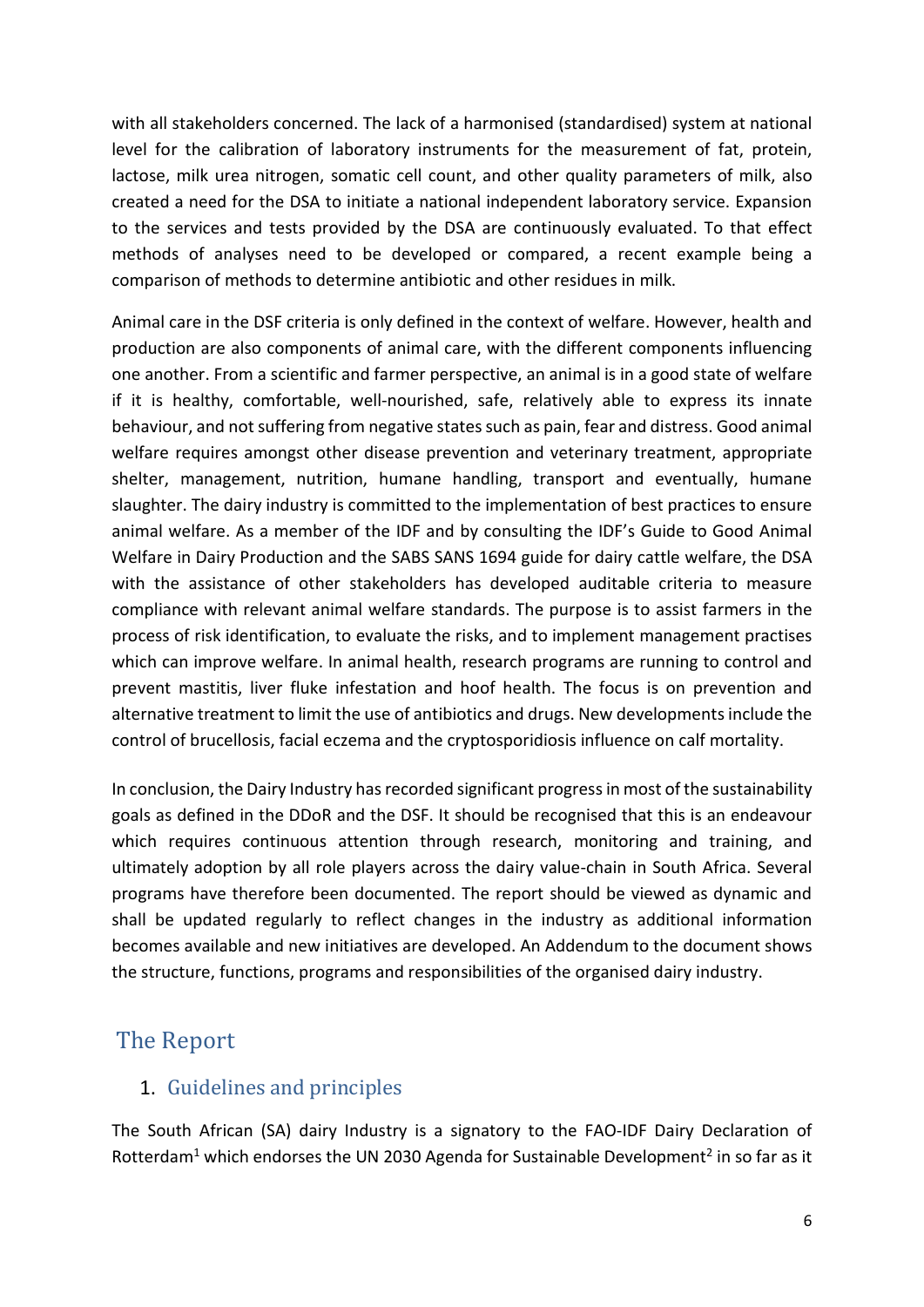with all stakeholders concerned. The lack of a harmonised (standardised) system at national level for the calibration of laboratory instruments for the measurement of fat, protein, lactose, milk urea nitrogen, somatic cell count, and other quality parameters of milk, also created a need for the DSA to initiate a national independent laboratory service. Expansion to the services and tests provided by the DSA are continuously evaluated. To that effect methods of analyses need to be developed or compared, a recent example being a comparison of methods to determine antibiotic and other residues in milk.

Animal care in the DSF criteria is only defined in the context of welfare. However, health and production are also components of animal care, with the different components influencing one another. From a scientific and farmer perspective, an animal is in a good state of welfare if it is healthy, comfortable, well-nourished, safe, relatively able to express its innate behaviour, and not suffering from negative states such as pain, fear and distress. Good animal welfare requires amongst other disease prevention and veterinary treatment, appropriate shelter, management, nutrition, humane handling, transport and eventually, humane slaughter. The dairy industry is committed to the implementation of best practices to ensure animal welfare. As a member of the IDF and by consulting the IDF's Guide to Good Animal Welfare in Dairy Production and the SABS SANS 1694 guide for dairy cattle welfare, the DSA with the assistance of other stakeholders has developed auditable criteria to measure compliance with relevant animal welfare standards. The purpose is to assist farmers in the process of risk identification, to evaluate the risks, and to implement management practises which can improve welfare. In animal health, research programs are running to control and prevent mastitis, liver fluke infestation and hoof health. The focus is on prevention and alternative treatment to limit the use of antibiotics and drugs. New developments include the control of brucellosis, facial eczema and the cryptosporidiosis influence on calf mortality.

In conclusion, the Dairy Industry has recorded significant progress in most of the sustainability goals as defined in the DDoR and the DSF. It should be recognised that this is an endeavour which requires continuous attention through research, monitoring and training, and ultimately adoption by all role players across the dairy value-chain in South Africa. Several programs have therefore been documented. The report should be viewed as dynamic and shall be updated regularly to reflect changes in the industry as additional information becomes available and new initiatives are developed. An Addendum to the document shows the structure, functions, programs and responsibilities of the organised dairy industry.

# The Report

## 1. Guidelines and principles

The South African (SA) dairy Industry is a signatory to the FAO-IDF Dairy Declaration of Rotterdam[1] which endorses the UN 2030 Agenda for Sustainable Development[2] in so far as it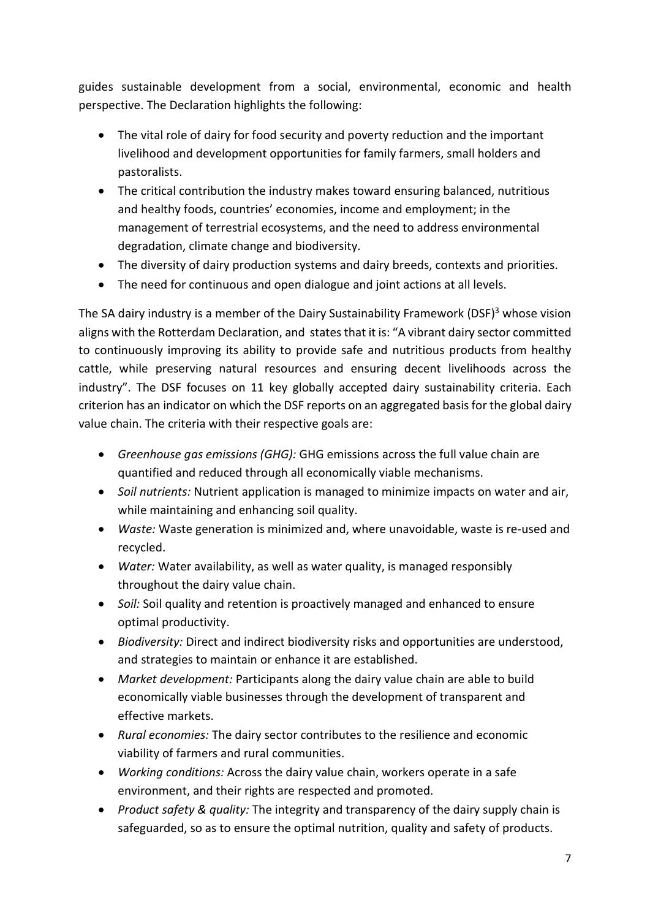guides sustainable development from a social, environmental, economic and health perspective. The Declaration highlights the following:

- The vital role of dairy for food security and poverty reduction and the important livelihood and development opportunities for family farmers, small holders and pastoralists.
- The critical contribution the industry makes toward ensuring balanced, nutritious and healthy foods, countries' economies, income and employment; in the management of terrestrial ecosystems, and the need to address environmental degradation, climate change and biodiversity.
- The diversity of dairy production systems and dairy breeds, contexts and priorities.
- The need for continuous and open dialogue and joint actions at all levels.

The SA dairy industry is a member of the Dairy Sustainability Framework (DSF)[3] whose vision aligns with the Rotterdam Declaration, and states that it is: "A vibrant dairy sector committed to continuously improving its ability to provide safe and nutritious products from healthy cattle, while preserving natural resources and ensuring decent livelihoods across the industry". The DSF focuses on 11 key globally accepted dairy sustainability criteria. Each criterion has an indicator on which the DSF reports on an aggregated basis for the global dairy value chain. The criteria with their respective goals are:

- *Greenhouse gas emissions (GHG):* GHG emissions across the full value chain are quantified and reduced through all economically viable mechanisms.
- *Soil nutrients:* Nutrient application is managed to minimize impacts on water and air, while maintaining and enhancing soil quality.
- *Waste:* Waste generation is minimized and, where unavoidable, waste is re-used and recycled.
- *Water:* Water availability, as well as water quality, is managed responsibly throughout the dairy value chain.
- *Soil:* Soil quality and retention is proactively managed and enhanced to ensure optimal productivity.
- *Biodiversity:* Direct and indirect biodiversity risks and opportunities are understood, and strategies to maintain or enhance it are established.
- *Market development:* Participants along the dairy value chain are able to build economically viable businesses through the development of transparent and effective markets.
- *Rural economies:* The dairy sector contributes to the resilience and economic viability of farmers and rural communities.
- *Working conditions:* Across the dairy value chain, workers operate in a safe environment, and their rights are respected and promoted.
- *Product safety & quality:* The integrity and transparency of the dairy supply chain is safeguarded, so as to ensure the optimal nutrition, quality and safety of products.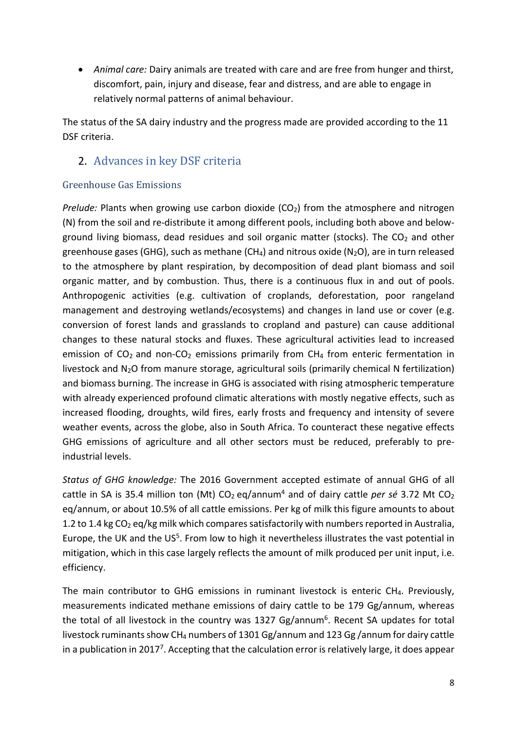- *Animal care:* Dairy animals are treated with care and are free from hunger and thirst, discomfort, pain, injury and disease, fear and distress, and are able to engage in relatively normal patterns of animal behaviour.

The status of the SA dairy industry and the progress made are provided according to the 11 DSF criteria.

## 2. Advances in key DSF criteria

### Greenhouse Gas Emissions

*Prelude:* Plants when growing use carbon dioxide ($CO_2$) from the atmosphere and nitrogen (N) from the soil and re-distribute it among different pools, including both above and below-ground living biomass, dead residues and soil organic matter (stocks). The $CO_2$ and other greenhouse gases (GHG), such as methane ($CH_4$) and nitrous oxide ($N_2O$), are in turn released to the atmosphere by plant respiration, by decomposition of dead plant biomass and soil organic matter, and by combustion. Thus, there is a continuous flux in and out of pools. Anthropogenic activities (e.g. cultivation of croplands, deforestation, poor rangeland management and destroying wetlands/ecosystems) and changes in land use or cover (e.g. conversion of forest lands and grasslands to cropland and pasture) can cause additional changes to these natural stocks and fluxes. These agricultural activities lead to increased emission of $CO_2$ and non-$CO_2$ emissions primarily from $CH_4$ from enteric fermentation in livestock and $N_2O$ from manure storage, agricultural soils (primarily chemical N fertilization) and biomass burning. The increase in GHG is associated with rising atmospheric temperature with already experienced profound climatic alterations with mostly negative effects, such as increased flooding, droughts, wild fires, early frosts and frequency and intensity of severe weather events, across the globe, also in South Africa. To counteract these negative effects GHG emissions of agriculture and all other sectors must be reduced, preferably to pre-industrial levels.

*Status of GHG knowledge:* The 2016 Government accepted estimate of annual GHG of all cattle in SA is 35.4 million ton (Mt) $CO_2$ eq/annum[4] and of dairy cattle *per sé* 3.72 Mt $CO_2$ eq/annum, or about 10.5% of all cattle emissions. Per kg of milk this figure amounts to about 1.2 to 1.4 kg $CO_2$ eq/kg milk which compares satisfactorily with numbers reported in Australia, Europe, the UK and the US[5]. From low to high it nevertheless illustrates the vast potential in mitigation, which in this case largely reflects the amount of milk produced per unit input, i.e. efficiency.

The main contributor to GHG emissions in ruminant livestock is enteric $CH_4$. Previously, measurements indicated methane emissions of dairy cattle to be 179 Gg/annum, whereas the total of all livestock in the country was 1327 Gg/annum[6]. Recent SA updates for total livestock ruminants show $CH_4$ numbers of 1301 Gg/annum and 123 Gg /annum for dairy cattle in a publication in 2017[7]. Accepting that the calculation error is relatively large, it does appear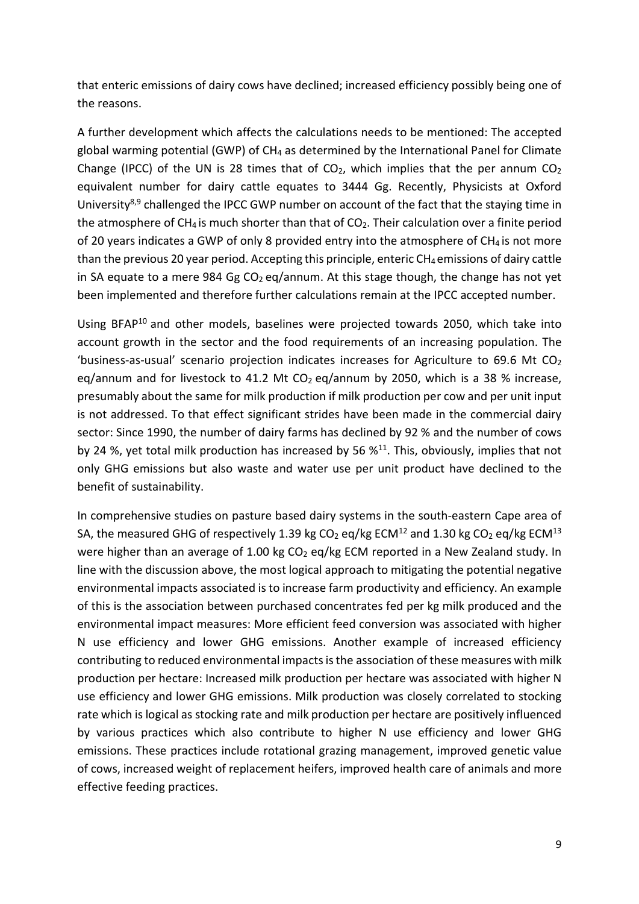that enteric emissions of dairy cows have declined; increased efficiency possibly being one of the reasons.

A further development which affects the calculations needs to be mentioned: The accepted global warming potential (GWP) of $CH_4$ as determined by the International Panel for Climate Change (IPCC) of the UN is 28 times that of $CO_2$, which implies that the per annum $CO_2$ equivalent number for dairy cattle equates to 3444 Gg. Recently, Physicists at Oxford University[8,9] challenged the IPCC GWP number on account of the fact that the staying time in the atmosphere of $CH_4$ is much shorter than that of $CO_2$. Their calculation over a finite period of 20 years indicates a GWP of only 8 provided entry into the atmosphere of $CH_4$ is not more than the previous 20 year period. Accepting this principle, enteric $CH_4$ emissions of dairy cattle in SA equate to a mere 984 Gg $CO_2$ eq/annum. At this stage though, the change has not yet been implemented and therefore further calculations remain at the IPCC accepted number.

Using BFAP[10] and other models, baselines were projected towards 2050, which take into account growth in the sector and the food requirements of an increasing population. The 'business-as-usual' scenario projection indicates increases for Agriculture to 69.6 Mt $CO_2$ eq/annum and for livestock to 41.2 Mt $CO_2$ eq/annum by 2050, which is a 38 % increase, presumably about the same for milk production if milk production per cow and per unit input is not addressed. To that effect significant strides have been made in the commercial dairy sector: Since 1990, the number of dairy farms has declined by 92 % and the number of cows by 24 %, yet total milk production has increased by 56 %[11]. This, obviously, implies that not only GHG emissions but also waste and water use per unit product have declined to the benefit of sustainability.

In comprehensive studies on pasture based dairy systems in the south-eastern Cape area of SA, the measured GHG of respectively 1.39 kg $CO_2$ eq/kg ECM[12] and 1.30 kg $CO_2$ eq/kg ECM[13] were higher than an average of 1.00 kg $CO_2$ eq/kg ECM reported in a New Zealand study. In line with the discussion above, the most logical approach to mitigating the potential negative environmental impacts associated is to increase farm productivity and efficiency. An example of this is the association between purchased concentrates fed per kg milk produced and the environmental impact measures: More efficient feed conversion was associated with higher N use efficiency and lower GHG emissions. Another example of increased efficiency contributing to reduced environmental impacts is the association of these measures with milk production per hectare: Increased milk production per hectare was associated with higher N use efficiency and lower GHG emissions. Milk production was closely correlated to stocking rate which is logical as stocking rate and milk production per hectare are positively influenced by various practices which also contribute to higher N use efficiency and lower GHG emissions. These practices include rotational grazing management, improved genetic value of cows, increased weight of replacement heifers, improved health care of animals and more effective feeding practices.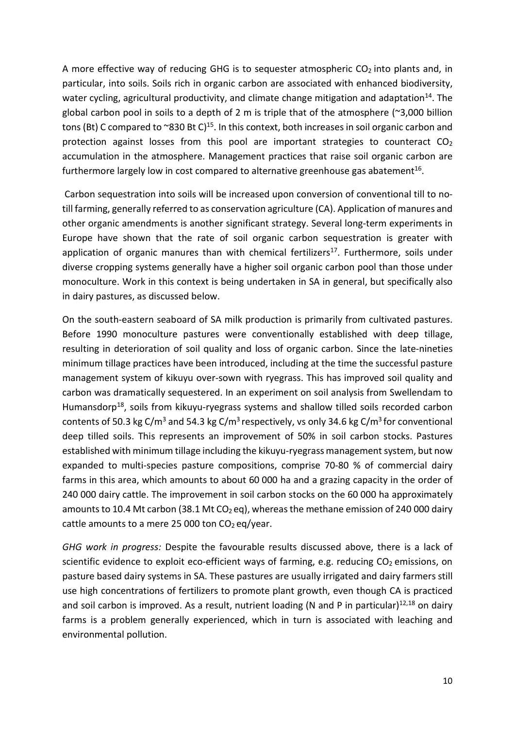A more effective way of reducing GHG is to sequester atmospheric $CO_2$ into plants and, in particular, into soils. Soils rich in organic carbon are associated with enhanced biodiversity, water cycling, agricultural productivity, and climate change mitigation and adaptation[14]. The global carbon pool in soils to a depth of 2 m is triple that of the atmosphere (~3,000 billion tons (Bt) C compared to ~830 Bt C)[15]. In this context, both increases in soil organic carbon and protection against losses from this pool are important strategies to counteract $CO_2$ accumulation in the atmosphere. Management practices that raise soil organic carbon are furthermore largely low in cost compared to alternative greenhouse gas abatement[16].

Carbon sequestration into soils will be increased upon conversion of conventional till to no-till farming, generally referred to as conservation agriculture (CA). Application of manures and other organic amendments is another significant strategy. Several long-term experiments in Europe have shown that the rate of soil organic carbon sequestration is greater with application of organic manures than with chemical fertilizers[17]. Furthermore, soils under diverse cropping systems generally have a higher soil organic carbon pool than those under monoculture. Work in this context is being undertaken in SA in general, but specifically also in dairy pastures, as discussed below.

On the south-eastern seaboard of SA milk production is primarily from cultivated pastures. Before 1990 monoculture pastures were conventionally established with deep tillage, resulting in deterioration of soil quality and loss of organic carbon. Since the late-nineties minimum tillage practices have been introduced, including at the time the successful pasture management system of kikuyu over-sown with ryegrass. This has improved soil quality and carbon was dramatically sequestered. In an experiment on soil analysis from Swellendam to Humansdorp[18], soils from kikuyu-ryegrass systems and shallow tilled soils recorded carbon contents of 50.3 kg C/$m^3$ and 54.3 kg C/$m^3$ respectively, vs only 34.6 kg C/$m^3$ for conventional deep tilled soils. This represents an improvement of 50% in soil carbon stocks. Pastures established with minimum tillage including the kikuyu-ryegrass management system, but now expanded to multi-species pasture compositions, comprise 70-80 % of commercial dairy farms in this area, which amounts to about 60 000 ha and a grazing capacity in the order of 240 000 dairy cattle. The improvement in soil carbon stocks on the 60 000 ha approximately amounts to 10.4 Mt carbon (38.1 Mt $CO_2$ eq), whereas the methane emission of 240 000 dairy cattle amounts to a mere 25 000 ton $CO_2$ eq/year.

*GHG work in progress:* Despite the favourable results discussed above, there is a lack of scientific evidence to exploit eco-efficient ways of farming, e.g. reducing $CO_2$ emissions, on pasture based dairy systems in SA. These pastures are usually irrigated and dairy farmers still use high concentrations of fertilizers to promote plant growth, even though CA is practiced and soil carbon is improved. As a result, nutrient loading (N and P in particular)[12,18] on dairy farms is a problem generally experienced, which in turn is associated with leaching and environmental pollution.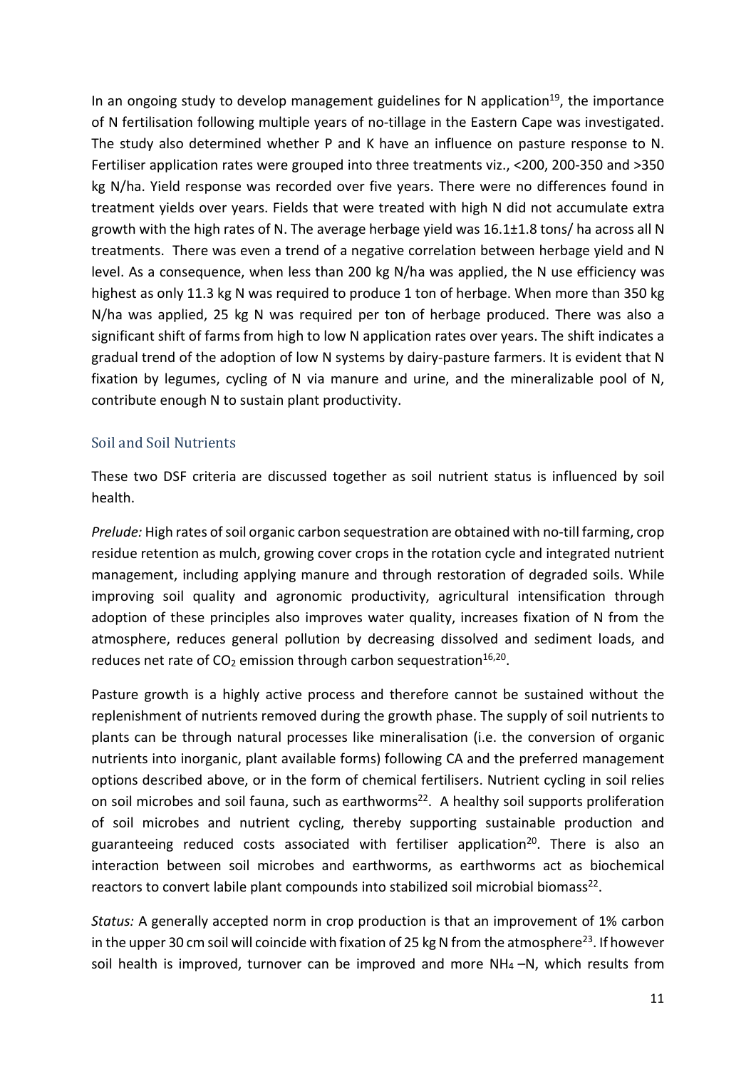In an ongoing study to develop management guidelines for N application[19], the importance of N fertilisation following multiple years of no-tillage in the Eastern Cape was investigated. The study also determined whether P and K have an influence on pasture response to N. Fertiliser application rates were grouped into three treatments viz., <200, 200-350 and >350 kg N/ha. Yield response was recorded over five years. There were no differences found in treatment yields over years. Fields that were treated with high N did not accumulate extra growth with the high rates of N. The average herbage yield was 16.1±1.8 tons/ ha across all N treatments. There was even a trend of a negative correlation between herbage yield and N level. As a consequence, when less than 200 kg N/ha was applied, the N use efficiency was highest as only 11.3 kg N was required to produce 1 ton of herbage. When more than 350 kg N/ha was applied, 25 kg N was required per ton of herbage produced. There was also a significant shift of farms from high to low N application rates over years. The shift indicates a gradual trend of the adoption of low N systems by dairy-pasture farmers. It is evident that N fixation by legumes, cycling of N via manure and urine, and the mineralizable pool of N, contribute enough N to sustain plant productivity.

## Soil and Soil Nutrients

These two DSF criteria are discussed together as soil nutrient status is influenced by soil health.

*Prelude:* High rates of soil organic carbon sequestration are obtained with no-till farming, crop residue retention as mulch, growing cover crops in the rotation cycle and integrated nutrient management, including applying manure and through restoration of degraded soils. While improving soil quality and agronomic productivity, agricultural intensification through adoption of these principles also improves water quality, increases fixation of N from the atmosphere, reduces general pollution by decreasing dissolved and sediment loads, and reduces net rate of $CO_2$ emission through carbon sequestration[16,20].

Pasture growth is a highly active process and therefore cannot be sustained without the replenishment of nutrients removed during the growth phase. The supply of soil nutrients to plants can be through natural processes like mineralisation (i.e. the conversion of organic nutrients into inorganic, plant available forms) following CA and the preferred management options described above, or in the form of chemical fertilisers. Nutrient cycling in soil relies on soil microbes and soil fauna, such as earthworms[22]. A healthy soil supports proliferation of soil microbes and nutrient cycling, thereby supporting sustainable production and guaranteeing reduced costs associated with fertiliser application[20]. There is also an interaction between soil microbes and earthworms, as earthworms act as biochemical reactors to convert labile plant compounds into stabilized soil microbial biomass[22].

*Status:* A generally accepted norm in crop production is that an improvement of 1% carbon in the upper 30 cm soil will coincide with fixation of 25 kg N from the atmosphere[23]. If however soil health is improved, turnover can be improved and more $NH_4$ –N, which results from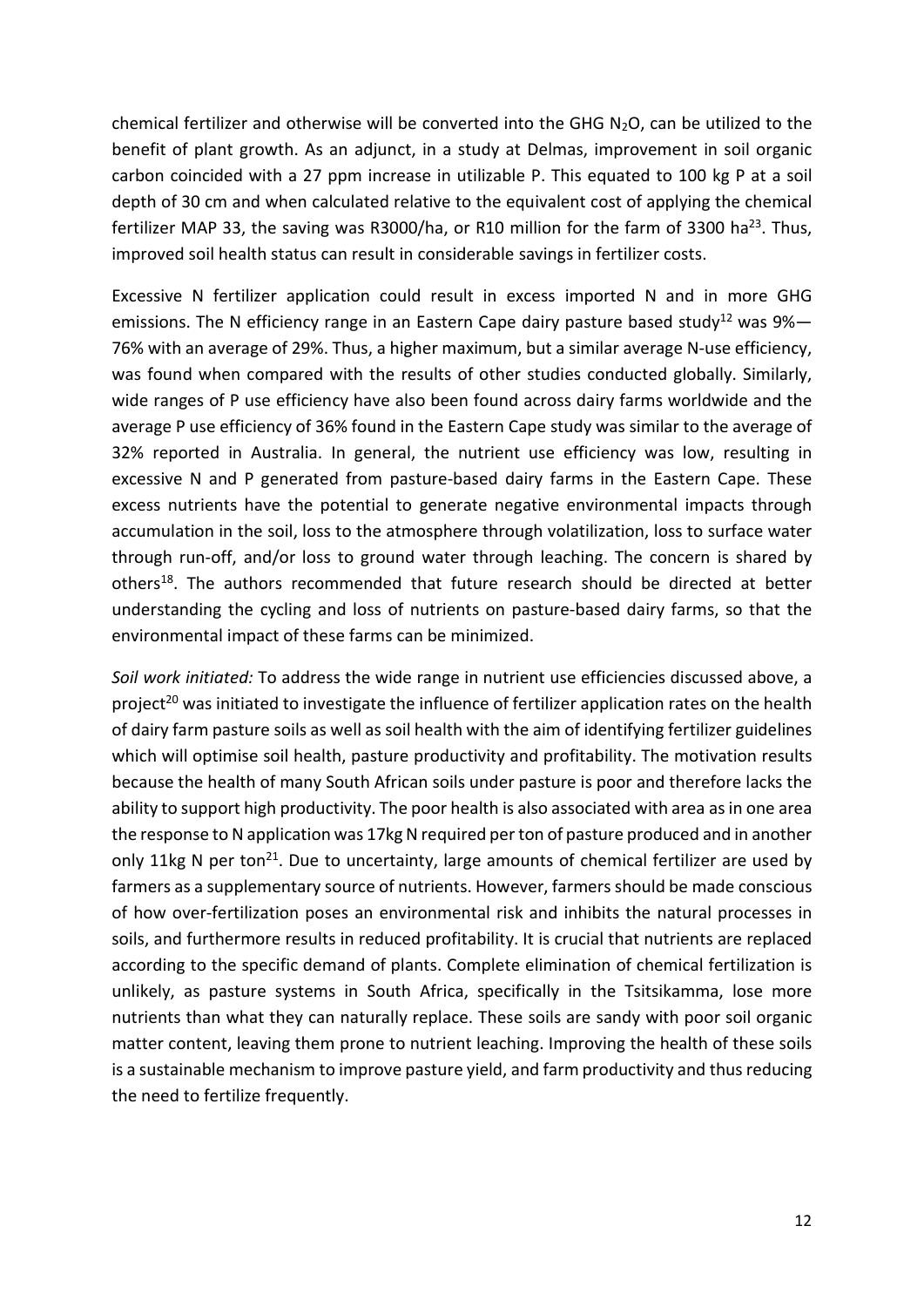chemical fertilizer and otherwise will be converted into the GHG $N_2O$, can be utilized to the benefit of plant growth. As an adjunct, in a study at Delmas, improvement in soil organic carbon coincided with a 27 ppm increase in utilizable P. This equated to 100 kg P at a soil depth of 30 cm and when calculated relative to the equivalent cost of applying the chemical fertilizer MAP 33, the saving was R3000/ha, or R10 million for the farm of 3300 ha[23]. Thus, improved soil health status can result in considerable savings in fertilizer costs.

Excessive N fertilizer application could result in excess imported N and in more GHG emissions. The N efficiency range in an Eastern Cape dairy pasture based study[12] was 9%—76% with an average of 29%. Thus, a higher maximum, but a similar average N-use efficiency, was found when compared with the results of other studies conducted globally. Similarly, wide ranges of P use efficiency have also been found across dairy farms worldwide and the average P use efficiency of 36% found in the Eastern Cape study was similar to the average of 32% reported in Australia. In general, the nutrient use efficiency was low, resulting in excessive N and P generated from pasture-based dairy farms in the Eastern Cape. These excess nutrients have the potential to generate negative environmental impacts through accumulation in the soil, loss to the atmosphere through volatilization, loss to surface water through run-off, and/or loss to ground water through leaching. The concern is shared by others[18]. The authors recommended that future research should be directed at better understanding the cycling and loss of nutrients on pasture-based dairy farms, so that the environmental impact of these farms can be minimized.

*Soil work initiated:* To address the wide range in nutrient use efficiencies discussed above, a project[20] was initiated to investigate the influence of fertilizer application rates on the health of dairy farm pasture soils as well as soil health with the aim of identifying fertilizer guidelines which will optimise soil health, pasture productivity and profitability. The motivation results because the health of many South African soils under pasture is poor and therefore lacks the ability to support high productivity. The poor health is also associated with area as in one area the response to N application was 17kg N required per ton of pasture produced and in another only 11kg N per ton[21]. Due to uncertainty, large amounts of chemical fertilizer are used by farmers as a supplementary source of nutrients. However, farmers should be made conscious of how over-fertilization poses an environmental risk and inhibits the natural processes in soils, and furthermore results in reduced profitability. It is crucial that nutrients are replaced according to the specific demand of plants. Complete elimination of chemical fertilization is unlikely, as pasture systems in South Africa, specifically in the Tsitsikamma, lose more nutrients than what they can naturally replace. These soils are sandy with poor soil organic matter content, leaving them prone to nutrient leaching. Improving the health of these soils is a sustainable mechanism to improve pasture yield, and farm productivity and thus reducing the need to fertilize frequently.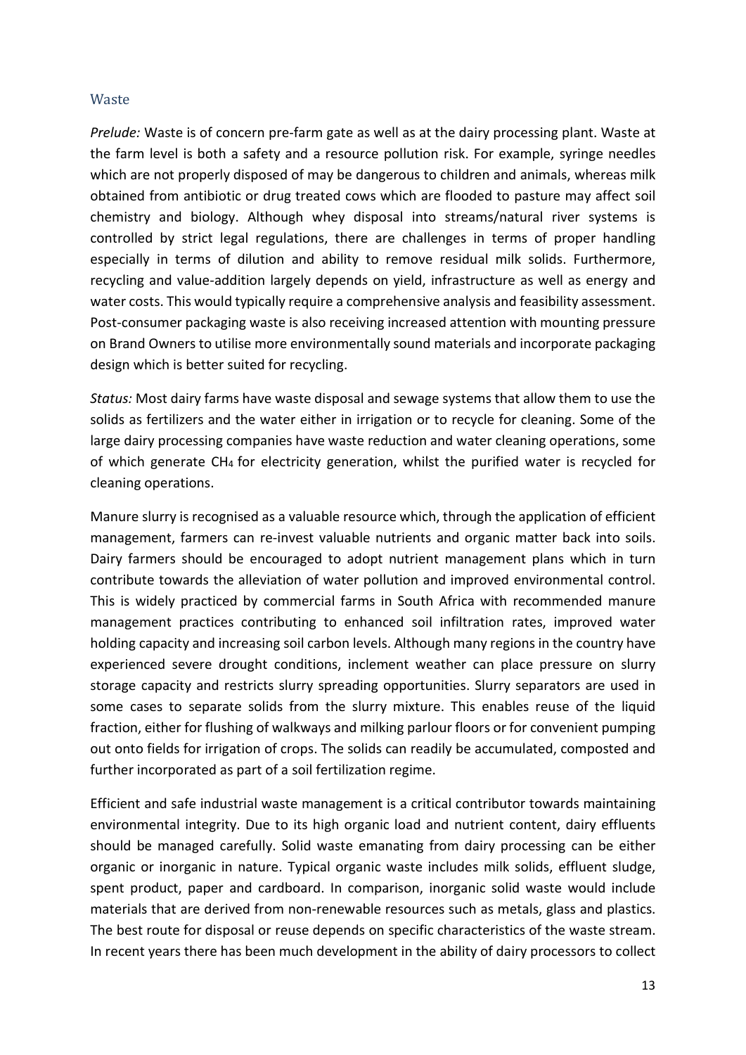## Waste

*Prelude:* Waste is of concern pre-farm gate as well as at the dairy processing plant. Waste at the farm level is both a safety and a resource pollution risk. For example, syringe needles which are not properly disposed of may be dangerous to children and animals, whereas milk obtained from antibiotic or drug treated cows which are flooded to pasture may affect soil chemistry and biology. Although whey disposal into streams/natural river systems is controlled by strict legal regulations, there are challenges in terms of proper handling especially in terms of dilution and ability to remove residual milk solids. Furthermore, recycling and value-addition largely depends on yield, infrastructure as well as energy and water costs. This would typically require a comprehensive analysis and feasibility assessment. Post-consumer packaging waste is also receiving increased attention with mounting pressure on Brand Owners to utilise more environmentally sound materials and incorporate packaging design which is better suited for recycling.

*Status:* Most dairy farms have waste disposal and sewage systems that allow them to use the solids as fertilizers and the water either in irrigation or to recycle for cleaning. Some of the large dairy processing companies have waste reduction and water cleaning operations, some of which generate $CH_4$ for electricity generation, whilst the purified water is recycled for cleaning operations.

Manure slurry is recognised as a valuable resource which, through the application of efficient management, farmers can re-invest valuable nutrients and organic matter back into soils. Dairy farmers should be encouraged to adopt nutrient management plans which in turn contribute towards the alleviation of water pollution and improved environmental control. This is widely practiced by commercial farms in South Africa with recommended manure management practices contributing to enhanced soil infiltration rates, improved water holding capacity and increasing soil carbon levels. Although many regions in the country have experienced severe drought conditions, inclement weather can place pressure on slurry storage capacity and restricts slurry spreading opportunities. Slurry separators are used in some cases to separate solids from the slurry mixture. This enables reuse of the liquid fraction, either for flushing of walkways and milking parlour floors or for convenient pumping out onto fields for irrigation of crops. The solids can readily be accumulated, composted and further incorporated as part of a soil fertilization regime.

Efficient and safe industrial waste management is a critical contributor towards maintaining environmental integrity. Due to its high organic load and nutrient content, dairy effluents should be managed carefully. Solid waste emanating from dairy processing can be either organic or inorganic in nature. Typical organic waste includes milk solids, effluent sludge, spent product, paper and cardboard. In comparison, inorganic solid waste would include materials that are derived from non-renewable resources such as metals, glass and plastics. The best route for disposal or reuse depends on specific characteristics of the waste stream. In recent years there has been much development in the ability of dairy processors to collect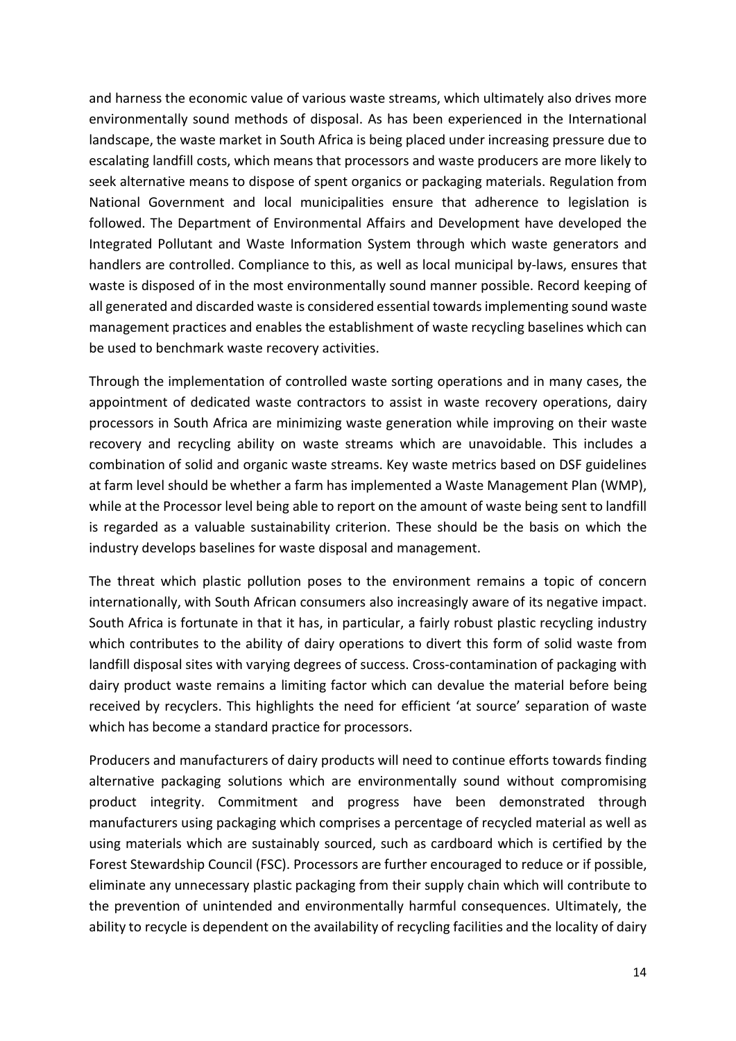and harness the economic value of various waste streams, which ultimately also drives more environmentally sound methods of disposal. As has been experienced in the International landscape, the waste market in South Africa is being placed under increasing pressure due to escalating landfill costs, which means that processors and waste producers are more likely to seek alternative means to dispose of spent organics or packaging materials. Regulation from National Government and local municipalities ensure that adherence to legislation is followed. The Department of Environmental Affairs and Development have developed the Integrated Pollutant and Waste Information System through which waste generators and handlers are controlled. Compliance to this, as well as local municipal by-laws, ensures that waste is disposed of in the most environmentally sound manner possible. Record keeping of all generated and discarded waste is considered essential towards implementing sound waste management practices and enables the establishment of waste recycling baselines which can be used to benchmark waste recovery activities.

Through the implementation of controlled waste sorting operations and in many cases, the appointment of dedicated waste contractors to assist in waste recovery operations, dairy processors in South Africa are minimizing waste generation while improving on their waste recovery and recycling ability on waste streams which are unavoidable. This includes a combination of solid and organic waste streams. Key waste metrics based on DSF guidelines at farm level should be whether a farm has implemented a Waste Management Plan (WMP), while at the Processor level being able to report on the amount of waste being sent to landfill is regarded as a valuable sustainability criterion. These should be the basis on which the industry develops baselines for waste disposal and management.

The threat which plastic pollution poses to the environment remains a topic of concern internationally, with South African consumers also increasingly aware of its negative impact. South Africa is fortunate in that it has, in particular, a fairly robust plastic recycling industry which contributes to the ability of dairy operations to divert this form of solid waste from landfill disposal sites with varying degrees of success. Cross-contamination of packaging with dairy product waste remains a limiting factor which can devalue the material before being received by recyclers. This highlights the need for efficient 'at source' separation of waste which has become a standard practice for processors.

Producers and manufacturers of dairy products will need to continue efforts towards finding alternative packaging solutions which are environmentally sound without compromising product integrity. Commitment and progress have been demonstrated through manufacturers using packaging which comprises a percentage of recycled material as well as using materials which are sustainably sourced, such as cardboard which is certified by the Forest Stewardship Council (FSC). Processors are further encouraged to reduce or if possible, eliminate any unnecessary plastic packaging from their supply chain which will contribute to the prevention of unintended and environmentally harmful consequences. Ultimately, the ability to recycle is dependent on the availability of recycling facilities and the locality of dairy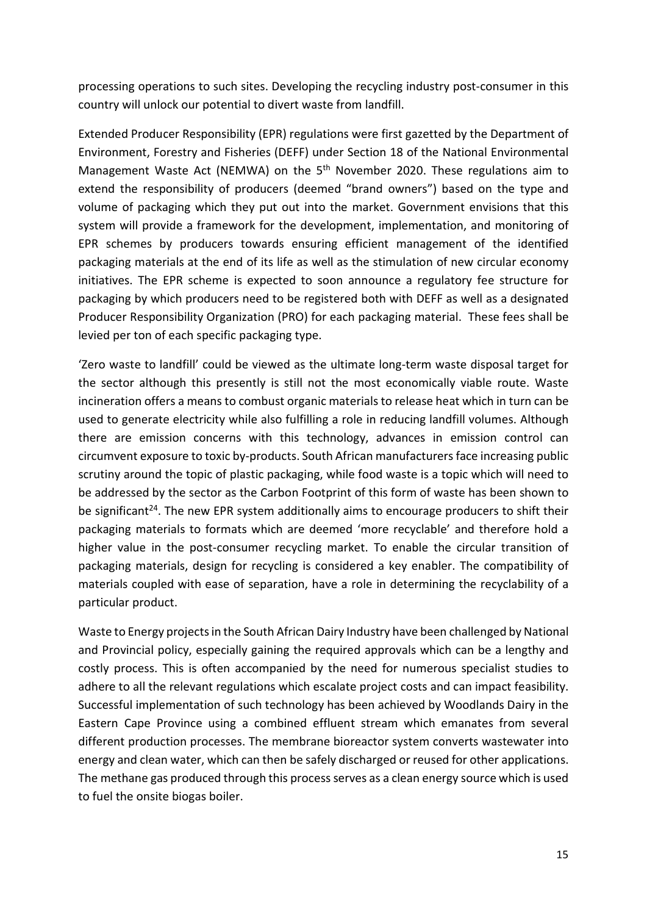processing operations to such sites. Developing the recycling industry post-consumer in this country will unlock our potential to divert waste from landfill.

Extended Producer Responsibility (EPR) regulations were first gazetted by the Department of Environment, Forestry and Fisheries (DEFF) under Section 18 of the National Environmental Management Waste Act (NEMWA) on the 5th November 2020. These regulations aim to extend the responsibility of producers (deemed "brand owners") based on the type and volume of packaging which they put out into the market. Government envisions that this system will provide a framework for the development, implementation, and monitoring of EPR schemes by producers towards ensuring efficient management of the identified packaging materials at the end of its life as well as the stimulation of new circular economy initiatives. The EPR scheme is expected to soon announce a regulatory fee structure for packaging by which producers need to be registered both with DEFF as well as a designated Producer Responsibility Organization (PRO) for each packaging material. These fees shall be levied per ton of each specific packaging type.

'Zero waste to landfill' could be viewed as the ultimate long-term waste disposal target for the sector although this presently is still not the most economically viable route. Waste incineration offers a means to combust organic materials to release heat which in turn can be used to generate electricity while also fulfilling a role in reducing landfill volumes. Although there are emission concerns with this technology, advances in emission control can circumvent exposure to toxic by-products. South African manufacturers face increasing public scrutiny around the topic of plastic packaging, while food waste is a topic which will need to be addressed by the sector as the Carbon Footprint of this form of waste has been shown to be significant[24]. The new EPR system additionally aims to encourage producers to shift their packaging materials to formats which are deemed 'more recyclable' and therefore hold a higher value in the post-consumer recycling market. To enable the circular transition of packaging materials, design for recycling is considered a key enabler. The compatibility of materials coupled with ease of separation, have a role in determining the recyclability of a particular product.

Waste to Energy projects in the South African Dairy Industry have been challenged by National and Provincial policy, especially gaining the required approvals which can be a lengthy and costly process. This is often accompanied by the need for numerous specialist studies to adhere to all the relevant regulations which escalate project costs and can impact feasibility. Successful implementation of such technology has been achieved by Woodlands Dairy in the Eastern Cape Province using a combined effluent stream which emanates from several different production processes. The membrane bioreactor system converts wastewater into energy and clean water, which can then be safely discharged or reused for other applications. The methane gas produced through this process serves as a clean energy source which is used to fuel the onsite biogas boiler.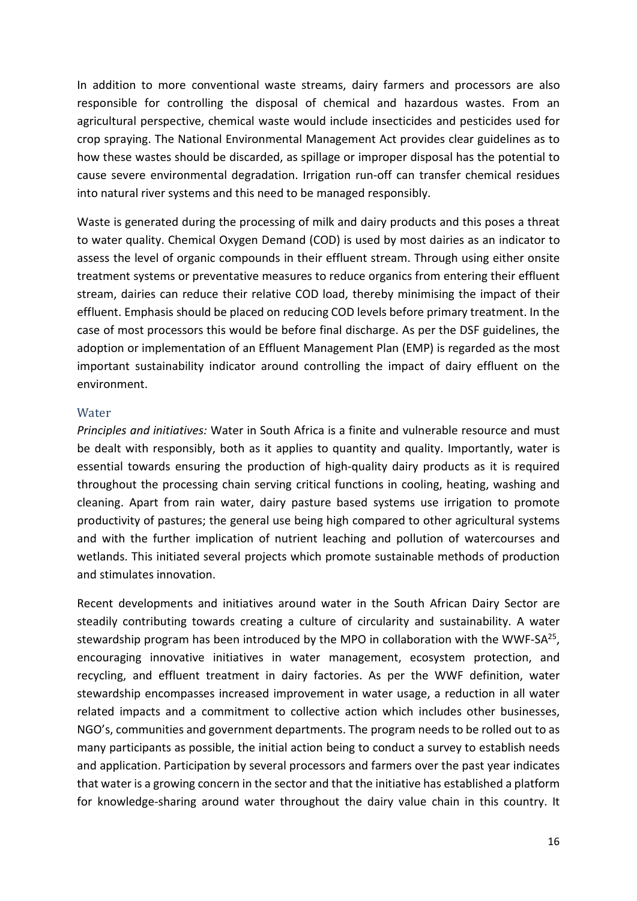In addition to more conventional waste streams, dairy farmers and processors are also responsible for controlling the disposal of chemical and hazardous wastes. From an agricultural perspective, chemical waste would include insecticides and pesticides used for crop spraying. The National Environmental Management Act provides clear guidelines as to how these wastes should be discarded, as spillage or improper disposal has the potential to cause severe environmental degradation. Irrigation run-off can transfer chemical residues into natural river systems and this need to be managed responsibly.

Waste is generated during the processing of milk and dairy products and this poses a threat to water quality. Chemical Oxygen Demand (COD) is used by most dairies as an indicator to assess the level of organic compounds in their effluent stream. Through using either onsite treatment systems or preventative measures to reduce organics from entering their effluent stream, dairies can reduce their relative COD load, thereby minimising the impact of their effluent. Emphasis should be placed on reducing COD levels before primary treatment. In the case of most processors this would be before final discharge. As per the DSF guidelines, the adoption or implementation of an Effluent Management Plan (EMP) is regarded as the most important sustainability indicator around controlling the impact of dairy effluent on the environment.

## Water

*Principles and initiatives:* Water in South Africa is a finite and vulnerable resource and must be dealt with responsibly, both as it applies to quantity and quality. Importantly, water is essential towards ensuring the production of high-quality dairy products as it is required throughout the processing chain serving critical functions in cooling, heating, washing and cleaning. Apart from rain water, dairy pasture based systems use irrigation to promote productivity of pastures; the general use being high compared to other agricultural systems and with the further implication of nutrient leaching and pollution of watercourses and wetlands. This initiated several projects which promote sustainable methods of production and stimulates innovation.

Recent developments and initiatives around water in the South African Dairy Sector are steadily contributing towards creating a culture of circularity and sustainability. A water stewardship program has been introduced by the MPO in collaboration with the WWF-SA[25], encouraging innovative initiatives in water management, ecosystem protection, and recycling, and effluent treatment in dairy factories. As per the WWF definition, water stewardship encompasses increased improvement in water usage, a reduction in all water related impacts and a commitment to collective action which includes other businesses, NGO's, communities and government departments. The program needs to be rolled out to as many participants as possible, the initial action being to conduct a survey to establish needs and application. Participation by several processors and farmers over the past year indicates that water is a growing concern in the sector and that the initiative has established a platform for knowledge-sharing around water throughout the dairy value chain in this country. It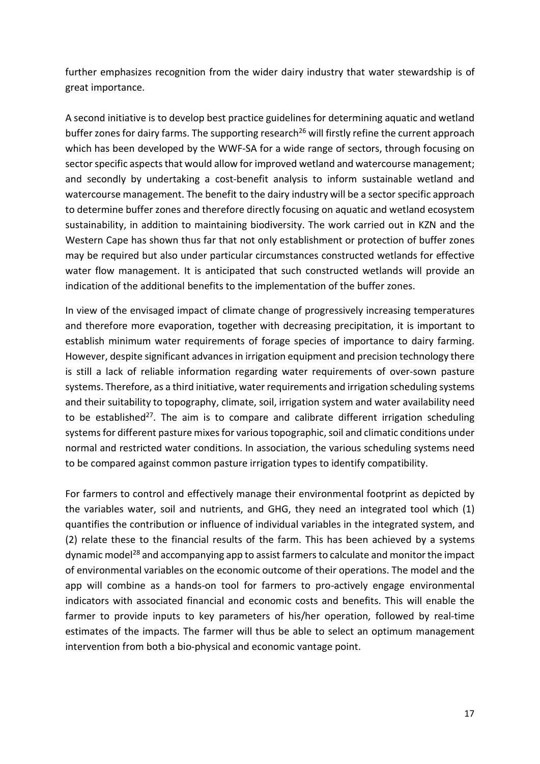further emphasizes recognition from the wider dairy industry that water stewardship is of great importance.

A second initiative is to develop best practice guidelines for determining aquatic and wetland buffer zones for dairy farms. The supporting research[26] will firstly refine the current approach which has been developed by the WWF-SA for a wide range of sectors, through focusing on sector specific aspects that would allow for improved wetland and watercourse management; and secondly by undertaking a cost-benefit analysis to inform sustainable wetland and watercourse management. The benefit to the dairy industry will be a sector specific approach to determine buffer zones and therefore directly focusing on aquatic and wetland ecosystem sustainability, in addition to maintaining biodiversity. The work carried out in KZN and the Western Cape has shown thus far that not only establishment or protection of buffer zones may be required but also under particular circumstances constructed wetlands for effective water flow management. It is anticipated that such constructed wetlands will provide an indication of the additional benefits to the implementation of the buffer zones.

In view of the envisaged impact of climate change of progressively increasing temperatures and therefore more evaporation, together with decreasing precipitation, it is important to establish minimum water requirements of forage species of importance to dairy farming. However, despite significant advances in irrigation equipment and precision technology there is still a lack of reliable information regarding water requirements of over-sown pasture systems. Therefore, as a third initiative, water requirements and irrigation scheduling systems and their suitability to topography, climate, soil, irrigation system and water availability need to be established[27]. The aim is to compare and calibrate different irrigation scheduling systems for different pasture mixes for various topographic, soil and climatic conditions under normal and restricted water conditions. In association, the various scheduling systems need to be compared against common pasture irrigation types to identify compatibility.

For farmers to control and effectively manage their environmental footprint as depicted by the variables water, soil and nutrients, and GHG, they need an integrated tool which (1) quantifies the contribution or influence of individual variables in the integrated system, and (2) relate these to the financial results of the farm. This has been achieved by a systems dynamic model[28] and accompanying app to assist farmers to calculate and monitor the impact of environmental variables on the economic outcome of their operations. The model and the app will combine as a hands-on tool for farmers to pro-actively engage environmental indicators with associated financial and economic costs and benefits. This will enable the farmer to provide inputs to key parameters of his/her operation, followed by real-time estimates of the impacts. The farmer will thus be able to select an optimum management intervention from both a bio-physical and economic vantage point.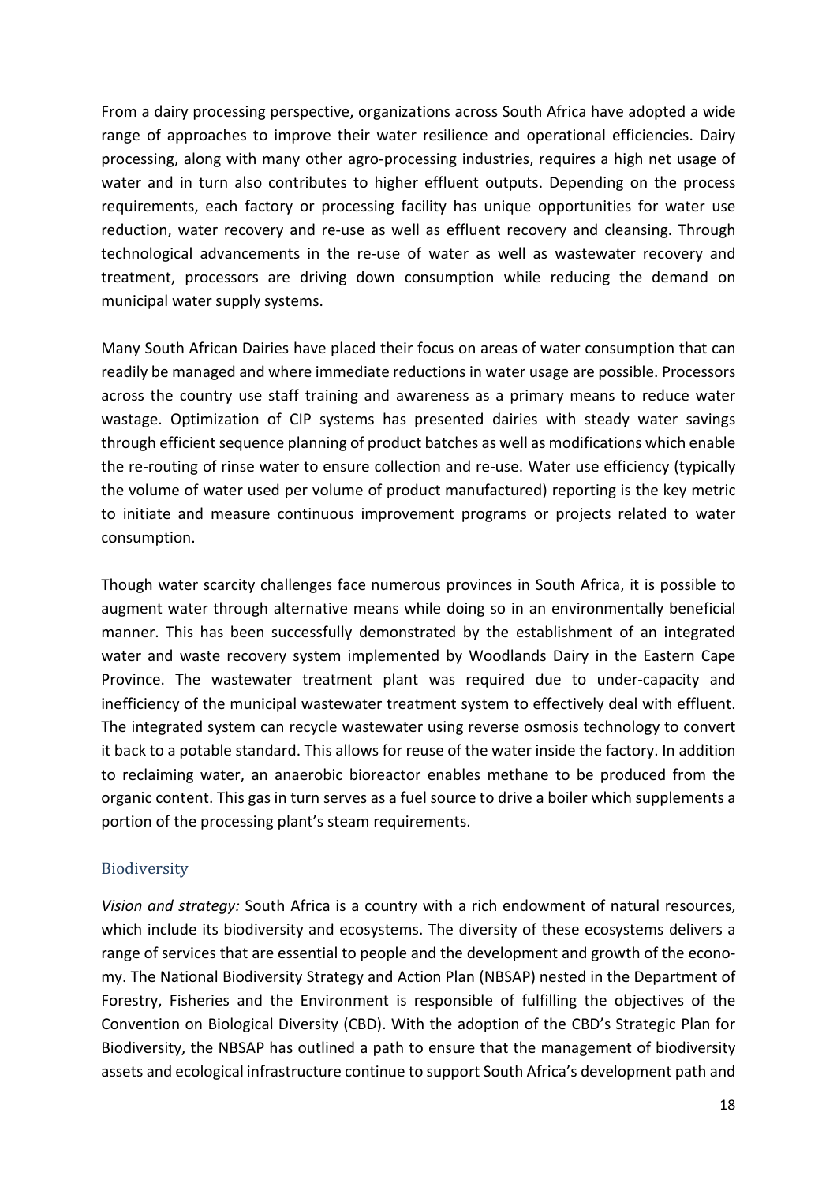From a dairy processing perspective, organizations across South Africa have adopted a wide range of approaches to improve their water resilience and operational efficiencies. Dairy processing, along with many other agro-processing industries, requires a high net usage of water and in turn also contributes to higher effluent outputs. Depending on the process requirements, each factory or processing facility has unique opportunities for water use reduction, water recovery and re-use as well as effluent recovery and cleansing. Through technological advancements in the re-use of water as well as wastewater recovery and treatment, processors are driving down consumption while reducing the demand on municipal water supply systems.

Many South African Dairies have placed their focus on areas of water consumption that can readily be managed and where immediate reductions in water usage are possible. Processors across the country use staff training and awareness as a primary means to reduce water wastage. Optimization of CIP systems has presented dairies with steady water savings through efficient sequence planning of product batches as well as modifications which enable the re-routing of rinse water to ensure collection and re-use. Water use efficiency (typically the volume of water used per volume of product manufactured) reporting is the key metric to initiate and measure continuous improvement programs or projects related to water consumption.

Though water scarcity challenges face numerous provinces in South Africa, it is possible to augment water through alternative means while doing so in an environmentally beneficial manner. This has been successfully demonstrated by the establishment of an integrated water and waste recovery system implemented by Woodlands Dairy in the Eastern Cape Province. The wastewater treatment plant was required due to under-capacity and inefficiency of the municipal wastewater treatment system to effectively deal with effluent. The integrated system can recycle wastewater using reverse osmosis technology to convert it back to a potable standard. This allows for reuse of the water inside the factory. In addition to reclaiming water, an anaerobic bioreactor enables methane to be produced from the organic content. This gas in turn serves as a fuel source to drive a boiler which supplements a portion of the processing plant's steam requirements.

## Biodiversity

*Vision and strategy:* South Africa is a country with a rich endowment of natural resources, which include its biodiversity and ecosystems. The diversity of these ecosystems delivers a range of services that are essential to people and the development and growth of the economy. The National Biodiversity Strategy and Action Plan (NBSAP) nested in the Department of Forestry, Fisheries and the Environment is responsible of fulfilling the objectives of the Convention on Biological Diversity (CBD). With the adoption of the CBD's Strategic Plan for Biodiversity, the NBSAP has outlined a path to ensure that the management of biodiversity assets and ecological infrastructure continue to support South Africa's development path and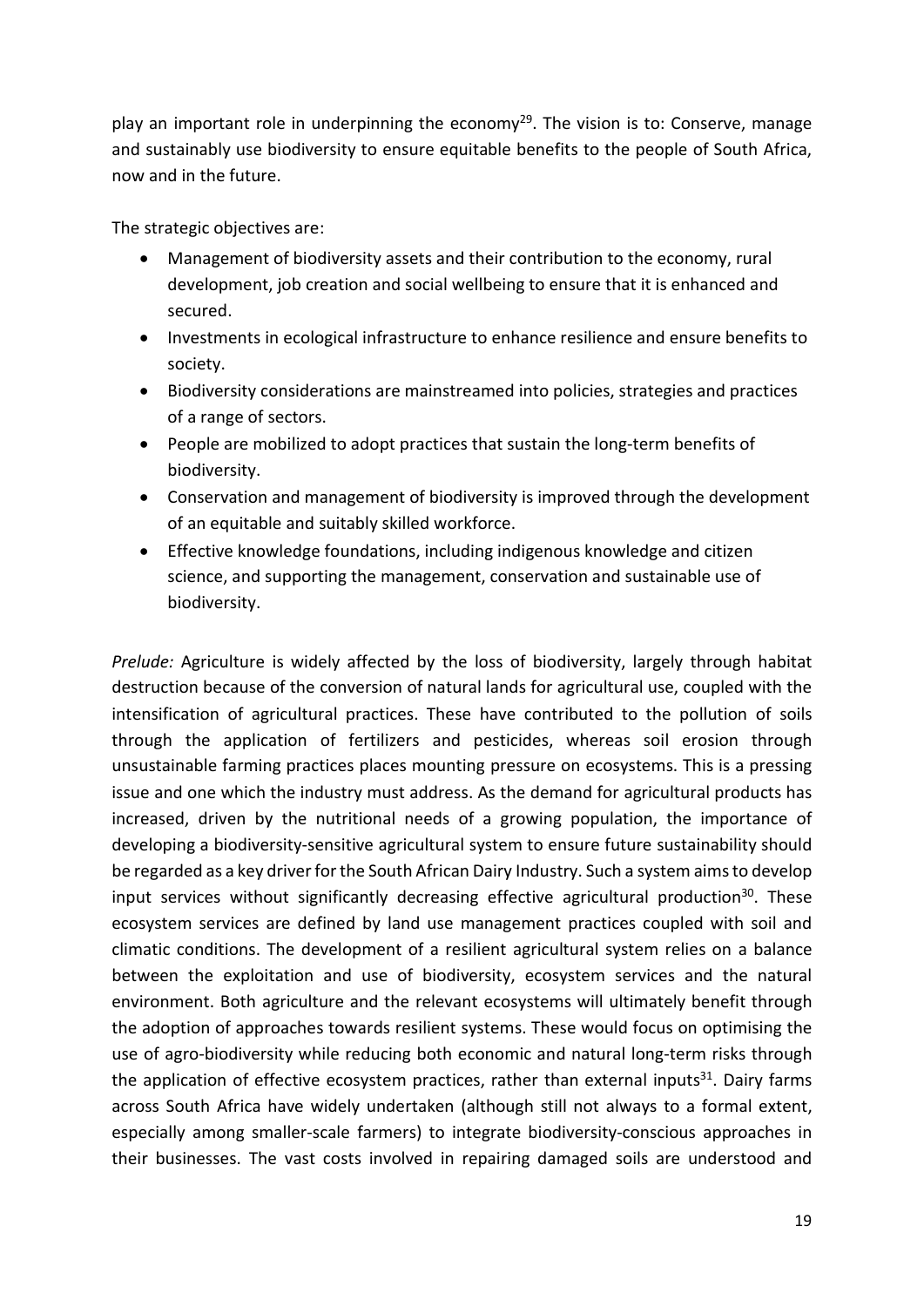play an important role in underpinning the economy[29]. The vision is to: Conserve, manage and sustainably use biodiversity to ensure equitable benefits to the people of South Africa, now and in the future.

The strategic objectives are:

- Management of biodiversity assets and their contribution to the economy, rural development, job creation and social wellbeing to ensure that it is enhanced and secured.
- Investments in ecological infrastructure to enhance resilience and ensure benefits to society.
- Biodiversity considerations are mainstreamed into policies, strategies and practices of a range of sectors.
- People are mobilized to adopt practices that sustain the long-term benefits of biodiversity.
- Conservation and management of biodiversity is improved through the development of an equitable and suitably skilled workforce.
- Effective knowledge foundations, including indigenous knowledge and citizen science, and supporting the management, conservation and sustainable use of biodiversity.

*Prelude:* Agriculture is widely affected by the loss of biodiversity, largely through habitat destruction because of the conversion of natural lands for agricultural use, coupled with the intensification of agricultural practices. These have contributed to the pollution of soils through the application of fertilizers and pesticides, whereas soil erosion through unsustainable farming practices places mounting pressure on ecosystems. This is a pressing issue and one which the industry must address. As the demand for agricultural products has increased, driven by the nutritional needs of a growing population, the importance of developing a biodiversity-sensitive agricultural system to ensure future sustainability should be regarded as a key driver for the South African Dairy Industry. Such a system aims to develop input services without significantly decreasing effective agricultural production[30]. These ecosystem services are defined by land use management practices coupled with soil and climatic conditions. The development of a resilient agricultural system relies on a balance between the exploitation and use of biodiversity, ecosystem services and the natural environment. Both agriculture and the relevant ecosystems will ultimately benefit through the adoption of approaches towards resilient systems. These would focus on optimising the use of agro-biodiversity while reducing both economic and natural long-term risks through the application of effective ecosystem practices, rather than external inputs[31]. Dairy farms across South Africa have widely undertaken (although still not always to a formal extent, especially among smaller-scale farmers) to integrate biodiversity-conscious approaches in their businesses. The vast costs involved in repairing damaged soils are understood and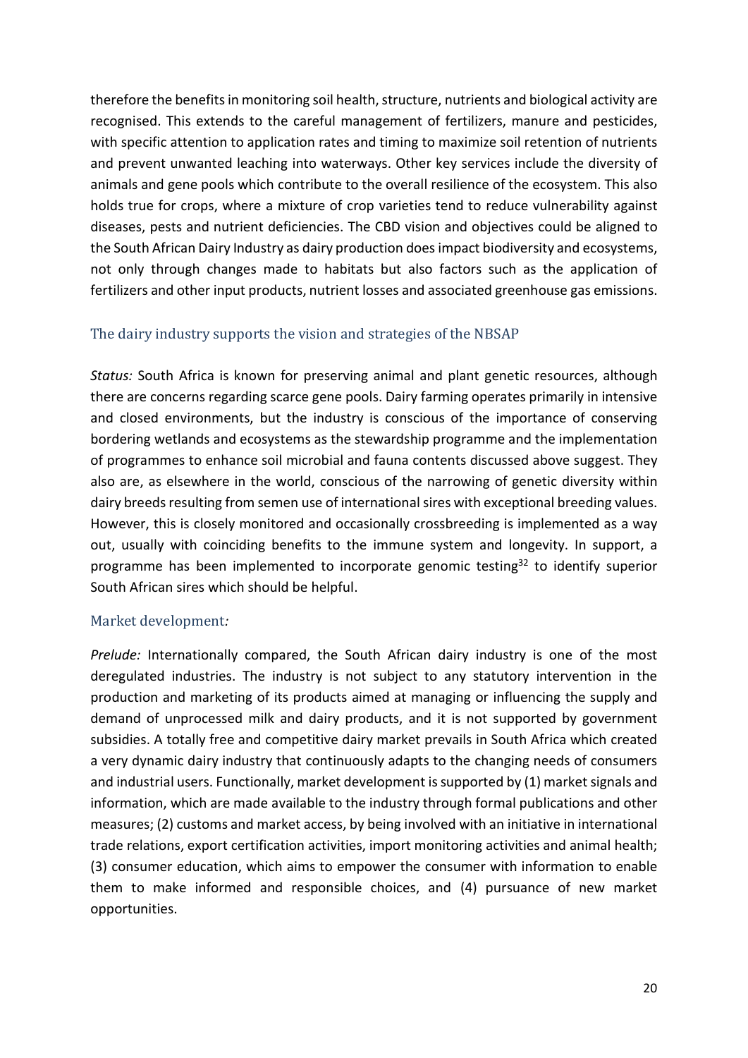therefore the benefits in monitoring soil health, structure, nutrients and biological activity are recognised. This extends to the careful management of fertilizers, manure and pesticides, with specific attention to application rates and timing to maximize soil retention of nutrients and prevent unwanted leaching into waterways. Other key services include the diversity of animals and gene pools which contribute to the overall resilience of the ecosystem. This also holds true for crops, where a mixture of crop varieties tend to reduce vulnerability against diseases, pests and nutrient deficiencies. The CBD vision and objectives could be aligned to the South African Dairy Industry as dairy production does impact biodiversity and ecosystems, not only through changes made to habitats but also factors such as the application of fertilizers and other input products, nutrient losses and associated greenhouse gas emissions.

### The dairy industry supports the vision and strategies of the NBSAP

*Status:* South Africa is known for preserving animal and plant genetic resources, although there are concerns regarding scarce gene pools. Dairy farming operates primarily in intensive and closed environments, but the industry is conscious of the importance of conserving bordering wetlands and ecosystems as the stewardship programme and the implementation of programmes to enhance soil microbial and fauna contents discussed above suggest. They also are, as elsewhere in the world, conscious of the narrowing of genetic diversity within dairy breeds resulting from semen use of international sires with exceptional breeding values. However, this is closely monitored and occasionally crossbreeding is implemented as a way out, usually with coinciding benefits to the immune system and longevity. In support, a programme has been implemented to incorporate genomic testing[32] to identify superior South African sires which should be helpful.

### Market development*:*

*Prelude:* Internationally compared, the South African dairy industry is one of the most deregulated industries. The industry is not subject to any statutory intervention in the production and marketing of its products aimed at managing or influencing the supply and demand of unprocessed milk and dairy products, and it is not supported by government subsidies. A totally free and competitive dairy market prevails in South Africa which created a very dynamic dairy industry that continuously adapts to the changing needs of consumers and industrial users. Functionally, market development is supported by (1) market signals and information, which are made available to the industry through formal publications and other measures; (2) customs and market access, by being involved with an initiative in international trade relations, export certification activities, import monitoring activities and animal health; (3) consumer education, which aims to empower the consumer with information to enable them to make informed and responsible choices, and (4) pursuance of new market opportunities.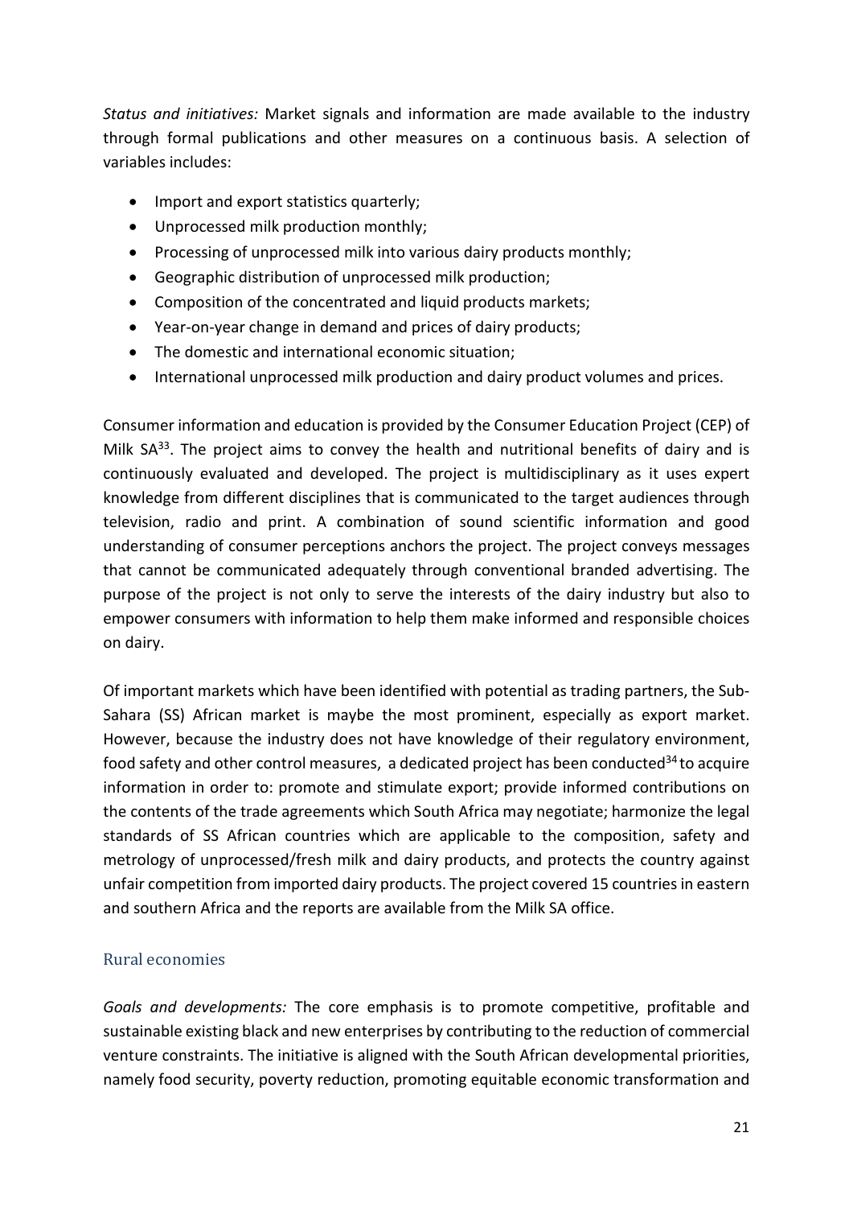*Status and initiatives:* Market signals and information are made available to the industry through formal publications and other measures on a continuous basis. A selection of variables includes:

- Import and export statistics quarterly;
- Unprocessed milk production monthly;
- Processing of unprocessed milk into various dairy products monthly;
- Geographic distribution of unprocessed milk production;
- Composition of the concentrated and liquid products markets;
- Year-on-year change in demand and prices of dairy products;
- The domestic and international economic situation;
- International unprocessed milk production and dairy product volumes and prices.

Consumer information and education is provided by the Consumer Education Project (CEP) of Milk SA[33]. The project aims to convey the health and nutritional benefits of dairy and is continuously evaluated and developed. The project is multidisciplinary as it uses expert knowledge from different disciplines that is communicated to the target audiences through television, radio and print. A combination of sound scientific information and good understanding of consumer perceptions anchors the project. The project conveys messages that cannot be communicated adequately through conventional branded advertising. The purpose of the project is not only to serve the interests of the dairy industry but also to empower consumers with information to help them make informed and responsible choices on dairy.

Of important markets which have been identified with potential as trading partners, the Sub-Sahara (SS) African market is maybe the most prominent, especially as export market. However, because the industry does not have knowledge of their regulatory environment, food safety and other control measures, a dedicated project has been conducted[34] to acquire information in order to: promote and stimulate export; provide informed contributions on the contents of the trade agreements which South Africa may negotiate; harmonize the legal standards of SS African countries which are applicable to the composition, safety and metrology of unprocessed/fresh milk and dairy products, and protects the country against unfair competition from imported dairy products. The project covered 15 countries in eastern and southern Africa and the reports are available from the Milk SA office.

## Rural economies

*Goals and developments:* The core emphasis is to promote competitive, profitable and sustainable existing black and new enterprises by contributing to the reduction of commercial venture constraints. The initiative is aligned with the South African developmental priorities, namely food security, poverty reduction, promoting equitable economic transformation and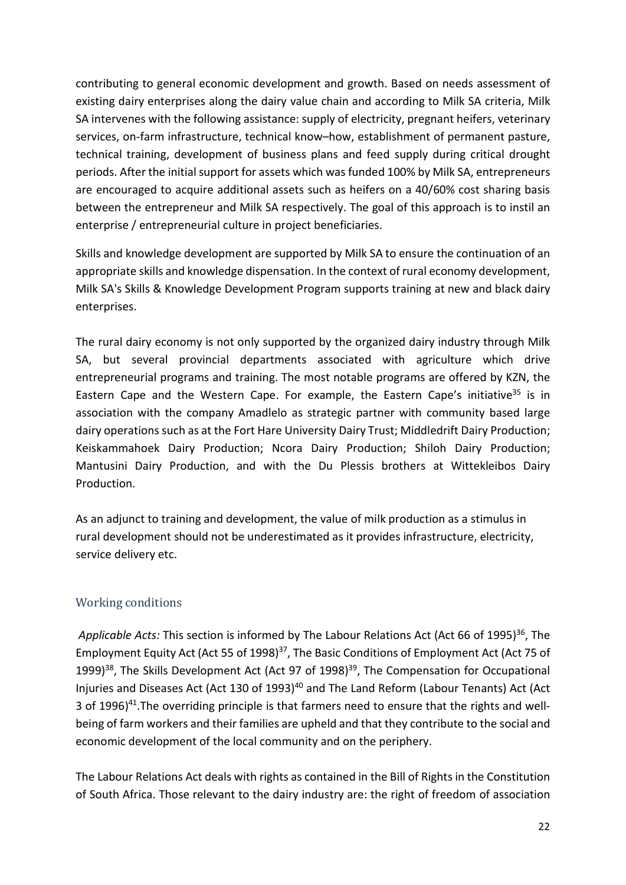contributing to general economic development and growth. Based on needs assessment of existing dairy enterprises along the dairy value chain and according to Milk SA criteria, Milk SA intervenes with the following assistance: supply of electricity, pregnant heifers, veterinary services, on-farm infrastructure, technical know–how, establishment of permanent pasture, technical training, development of business plans and feed supply during critical drought periods. After the initial support for assets which was funded 100% by Milk SA, entrepreneurs are encouraged to acquire additional assets such as heifers on a 40/60% cost sharing basis between the entrepreneur and Milk SA respectively. The goal of this approach is to instil an enterprise / entrepreneurial culture in project beneficiaries.

Skills and knowledge development are supported by Milk SA to ensure the continuation of an appropriate skills and knowledge dispensation. In the context of rural economy development, Milk SA's Skills & Knowledge Development Program supports training at new and black dairy enterprises.

The rural dairy economy is not only supported by the organized dairy industry through Milk SA, but several provincial departments associated with agriculture which drive entrepreneurial programs and training. The most notable programs are offered by KZN, the Eastern Cape and the Western Cape. For example, the Eastern Cape's initiative[35] is in association with the company Amadlelo as strategic partner with community based large dairy operations such as at the Fort Hare University Dairy Trust; Middledrift Dairy Production; Keiskammahoek Dairy Production; Ncora Dairy Production; Shiloh Dairy Production; Mantusini Dairy Production, and with the Du Plessis brothers at Wittekleibos Dairy Production.

As an adjunct to training and development, the value of milk production as a stimulus in rural development should not be underestimated as it provides infrastructure, electricity, service delivery etc.

## Working conditions

*Applicable Acts:* This section is informed by The Labour Relations Act (Act 66 of 1995)[36], The Employment Equity Act (Act 55 of 1998)[37], The Basic Conditions of Employment Act (Act 75 of 1999)[38], The Skills Development Act (Act 97 of 1998)[39], The Compensation for Occupational Injuries and Diseases Act (Act 130 of 1993)[40] and The Land Reform (Labour Tenants) Act (Act 3 of 1996)[41].The overriding principle is that farmers need to ensure that the rights and well-being of farm workers and their families are upheld and that they contribute to the social and economic development of the local community and on the periphery.

The Labour Relations Act deals with rights as contained in the Bill of Rights in the Constitution of South Africa. Those relevant to the dairy industry are: the right of freedom of association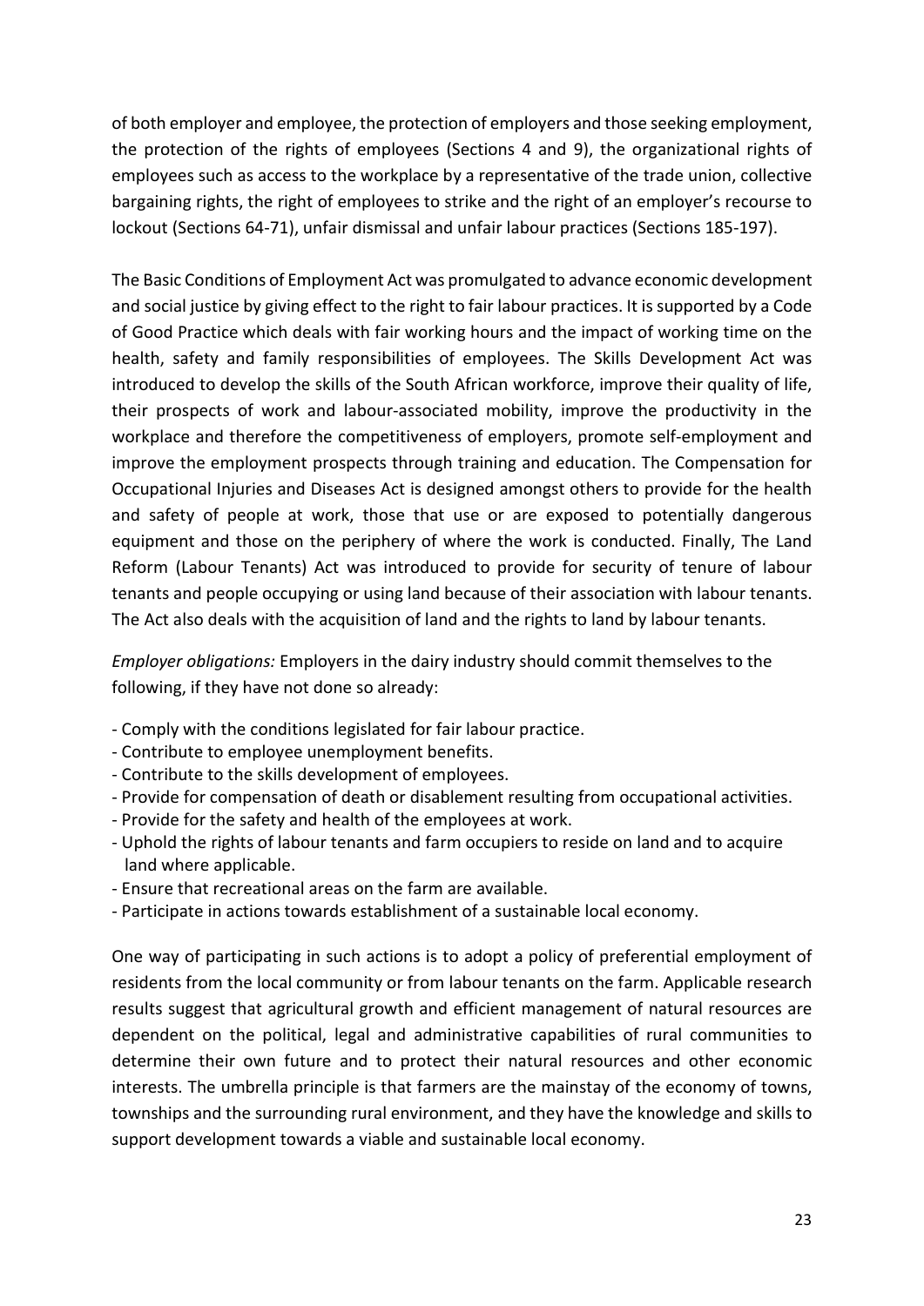of both employer and employee, the protection of employers and those seeking employment, the protection of the rights of employees (Sections 4 and 9), the organizational rights of employees such as access to the workplace by a representative of the trade union, collective bargaining rights, the right of employees to strike and the right of an employer's recourse to lockout (Sections 64-71), unfair dismissal and unfair labour practices (Sections 185-197).

The Basic Conditions of Employment Act was promulgated to advance economic development and social justice by giving effect to the right to fair labour practices. It is supported by a Code of Good Practice which deals with fair working hours and the impact of working time on the health, safety and family responsibilities of employees. The Skills Development Act was introduced to develop the skills of the South African workforce, improve their quality of life, their prospects of work and labour-associated mobility, improve the productivity in the workplace and therefore the competitiveness of employers, promote self-employment and improve the employment prospects through training and education. The Compensation for Occupational Injuries and Diseases Act is designed amongst others to provide for the health and safety of people at work, those that use or are exposed to potentially dangerous equipment and those on the periphery of where the work is conducted. Finally, The Land Reform (Labour Tenants) Act was introduced to provide for security of tenure of labour tenants and people occupying or using land because of their association with labour tenants. The Act also deals with the acquisition of land and the rights to land by labour tenants.

*Employer obligations:* Employers in the dairy industry should commit themselves to the following, if they have not done so already:

- Comply with the conditions legislated for fair labour practice.
- Contribute to employee unemployment benefits.
- Contribute to the skills development of employees.
- Provide for compensation of death or disablement resulting from occupational activities.
- Provide for the safety and health of the employees at work.
- Uphold the rights of labour tenants and farm occupiers to reside on land and to acquire land where applicable.
- Ensure that recreational areas on the farm are available.
- Participate in actions towards establishment of a sustainable local economy.

One way of participating in such actions is to adopt a policy of preferential employment of residents from the local community or from labour tenants on the farm. Applicable research results suggest that agricultural growth and efficient management of natural resources are dependent on the political, legal and administrative capabilities of rural communities to determine their own future and to protect their natural resources and other economic interests. The umbrella principle is that farmers are the mainstay of the economy of towns, townships and the surrounding rural environment, and they have the knowledge and skills to support development towards a viable and sustainable local economy.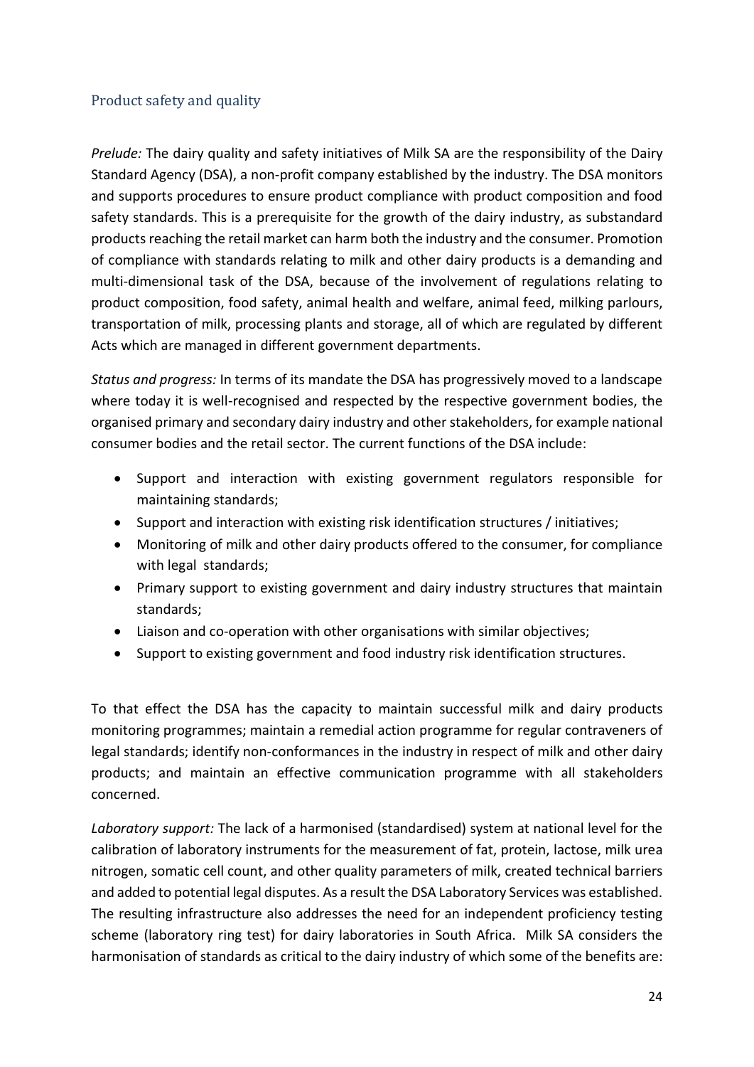## Product safety and quality

*Prelude:* The dairy quality and safety initiatives of Milk SA are the responsibility of the Dairy Standard Agency (DSA), a non-profit company established by the industry. The DSA monitors and supports procedures to ensure product compliance with product composition and food safety standards. This is a prerequisite for the growth of the dairy industry, as substandard products reaching the retail market can harm both the industry and the consumer. Promotion of compliance with standards relating to milk and other dairy products is a demanding and multi-dimensional task of the DSA, because of the involvement of regulations relating to product composition, food safety, animal health and welfare, animal feed, milking parlours, transportation of milk, processing plants and storage, all of which are regulated by different Acts which are managed in different government departments.

*Status and progress:* In terms of its mandate the DSA has progressively moved to a landscape where today it is well-recognised and respected by the respective government bodies, the organised primary and secondary dairy industry and other stakeholders, for example national consumer bodies and the retail sector. The current functions of the DSA include:

- Support and interaction with existing government regulators responsible for maintaining standards;
- Support and interaction with existing risk identification structures / initiatives;
- Monitoring of milk and other dairy products offered to the consumer, for compliance with legal standards;
- Primary support to existing government and dairy industry structures that maintain standards;
- Liaison and co-operation with other organisations with similar objectives;
- Support to existing government and food industry risk identification structures.

To that effect the DSA has the capacity to maintain successful milk and dairy products monitoring programmes; maintain a remedial action programme for regular contraveners of legal standards; identify non-conformances in the industry in respect of milk and other dairy products; and maintain an effective communication programme with all stakeholders concerned.

*Laboratory support:* The lack of a harmonised (standardised) system at national level for the calibration of laboratory instruments for the measurement of fat, protein, lactose, milk urea nitrogen, somatic cell count, and other quality parameters of milk, created technical barriers and added to potential legal disputes. As a result the DSA Laboratory Services was established. The resulting infrastructure also addresses the need for an independent proficiency testing scheme (laboratory ring test) for dairy laboratories in South Africa. Milk SA considers the harmonisation of standards as critical to the dairy industry of which some of the benefits are: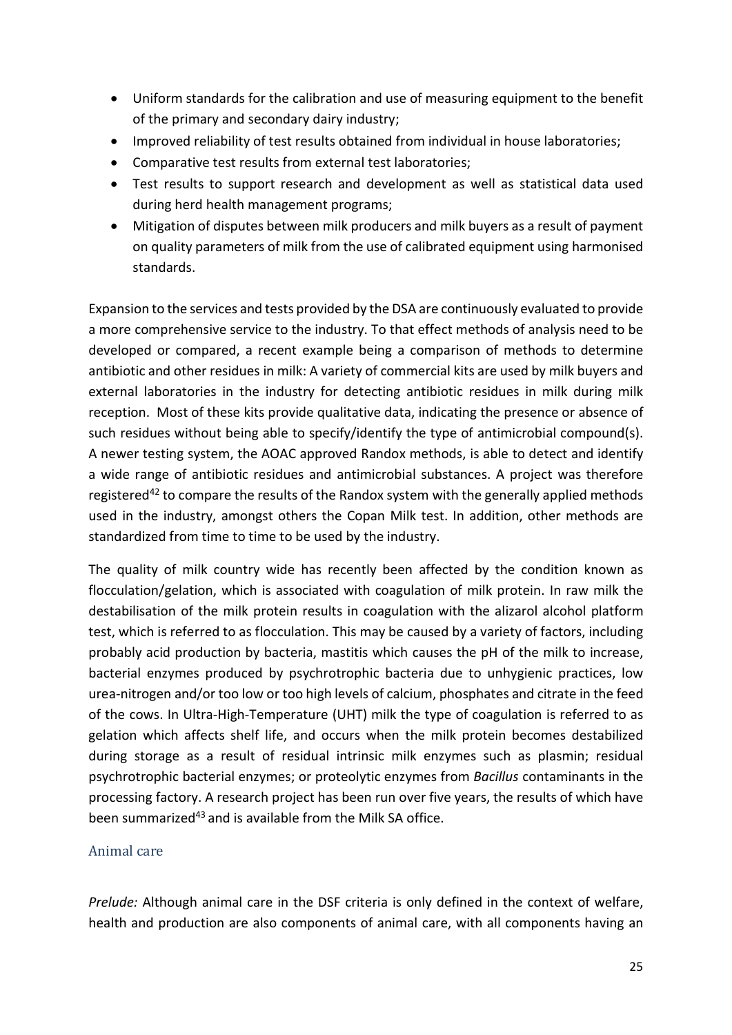- Uniform standards for the calibration and use of measuring equipment to the benefit of the primary and secondary dairy industry;
- Improved reliability of test results obtained from individual in house laboratories;
- Comparative test results from external test laboratories;
- Test results to support research and development as well as statistical data used during herd health management programs;
- Mitigation of disputes between milk producers and milk buyers as a result of payment on quality parameters of milk from the use of calibrated equipment using harmonised standards.

Expansion to the services and tests provided by the DSA are continuously evaluated to provide a more comprehensive service to the industry. To that effect methods of analysis need to be developed or compared, a recent example being a comparison of methods to determine antibiotic and other residues in milk: A variety of commercial kits are used by milk buyers and external laboratories in the industry for detecting antibiotic residues in milk during milk reception. Most of these kits provide qualitative data, indicating the presence or absence of such residues without being able to specify/identify the type of antimicrobial compound(s). A newer testing system, the AOAC approved Randox methods, is able to detect and identify a wide range of antibiotic residues and antimicrobial substances. A project was therefore registered[42] to compare the results of the Randox system with the generally applied methods used in the industry, amongst others the Copan Milk test. In addition, other methods are standardized from time to time to be used by the industry.

The quality of milk country wide has recently been affected by the condition known as flocculation/gelation, which is associated with coagulation of milk protein. In raw milk the destabilisation of the milk protein results in coagulation with the alizarol alcohol platform test, which is referred to as flocculation. This may be caused by a variety of factors, including probably acid production by bacteria, mastitis which causes the pH of the milk to increase, bacterial enzymes produced by psychrotrophic bacteria due to unhygienic practices, low urea-nitrogen and/or too low or too high levels of calcium, phosphates and citrate in the feed of the cows. In Ultra-High-Temperature (UHT) milk the type of coagulation is referred to as gelation which affects shelf life, and occurs when the milk protein becomes destabilized during storage as a result of residual intrinsic milk enzymes such as plasmin; residual psychrotrophic bacterial enzymes; or proteolytic enzymes from *Bacillus* contaminants in the processing factory. A research project has been run over five years, the results of which have been summarized[43] and is available from the Milk SA office.

## Animal care

*Prelude:* Although animal care in the DSF criteria is only defined in the context of welfare, health and production are also components of animal care, with all components having an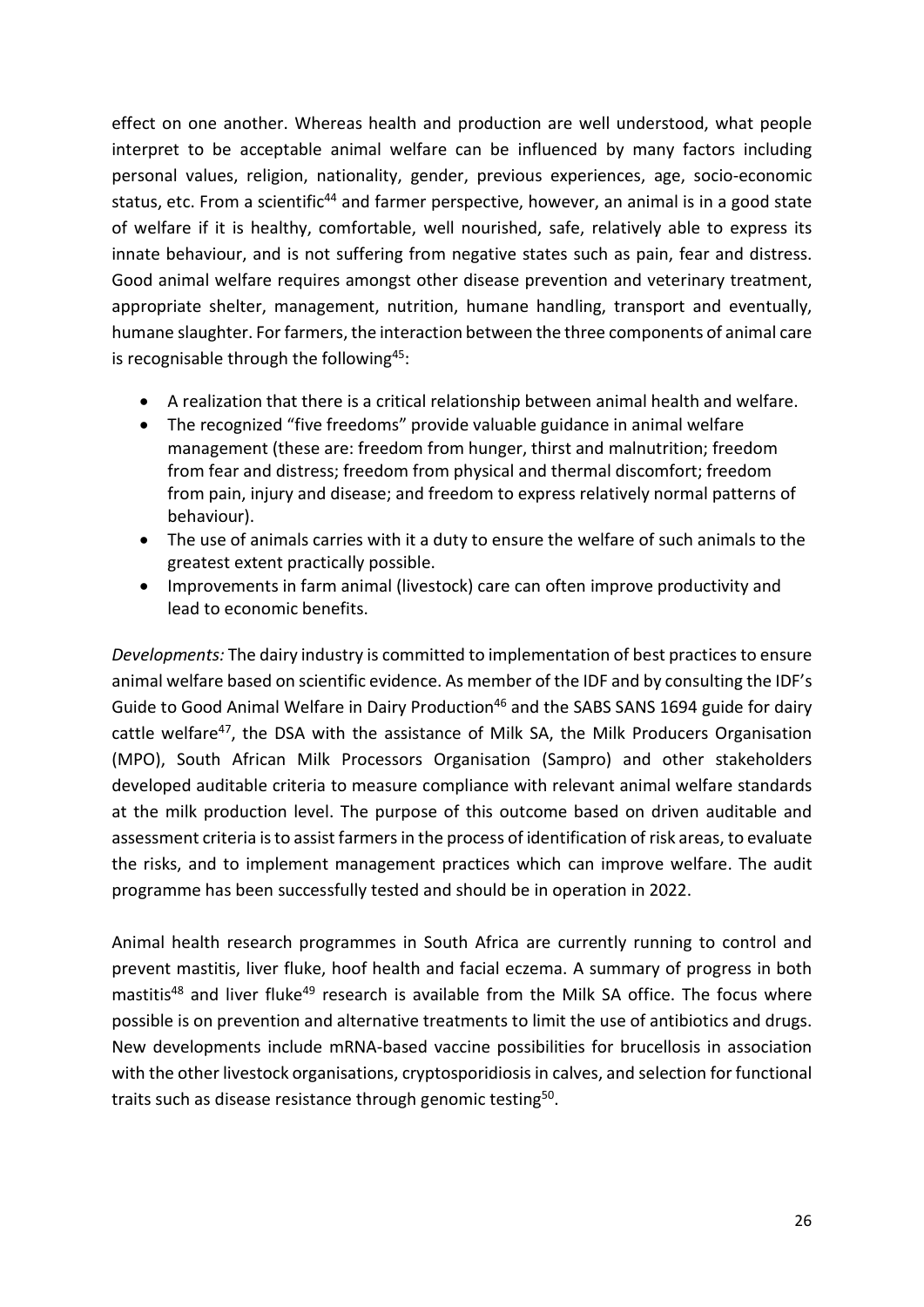effect on one another. Whereas health and production are well understood, what people interpret to be acceptable animal welfare can be influenced by many factors including personal values, religion, nationality, gender, previous experiences, age, socio-economic status, etc. From a scientific[44] and farmer perspective, however, an animal is in a good state of welfare if it is healthy, comfortable, well nourished, safe, relatively able to express its innate behaviour, and is not suffering from negative states such as pain, fear and distress. Good animal welfare requires amongst other disease prevention and veterinary treatment, appropriate shelter, management, nutrition, humane handling, transport and eventually, humane slaughter. For farmers, the interaction between the three components of animal care is recognisable through the following[45]:

- A realization that there is a critical relationship between animal health and welfare.
- The recognized "five freedoms" provide valuable guidance in animal welfare management (these are: freedom from hunger, thirst and malnutrition; freedom from fear and distress; freedom from physical and thermal discomfort; freedom from pain, injury and disease; and freedom to express relatively normal patterns of behaviour).
- The use of animals carries with it a duty to ensure the welfare of such animals to the greatest extent practically possible.
- Improvements in farm animal (livestock) care can often improve productivity and lead to economic benefits.

*Developments:* The dairy industry is committed to implementation of best practices to ensure animal welfare based on scientific evidence. As member of the IDF and by consulting the IDF's Guide to Good Animal Welfare in Dairy Production[46] and the SABS SANS 1694 guide for dairy cattle welfare[47], the DSA with the assistance of Milk SA, the Milk Producers Organisation (MPO), South African Milk Processors Organisation (Sampro) and other stakeholders developed auditable criteria to measure compliance with relevant animal welfare standards at the milk production level. The purpose of this outcome based on driven auditable and assessment criteria is to assist farmers in the process of identification of risk areas, to evaluate the risks, and to implement management practices which can improve welfare. The audit programme has been successfully tested and should be in operation in 2022.

Animal health research programmes in South Africa are currently running to control and prevent mastitis, liver fluke, hoof health and facial eczema. A summary of progress in both mastitis[48] and liver fluke[49] research is available from the Milk SA office. The focus where possible is on prevention and alternative treatments to limit the use of antibiotics and drugs. New developments include mRNA-based vaccine possibilities for brucellosis in association with the other livestock organisations, cryptosporidiosis in calves, and selection for functional traits such as disease resistance through genomic testing[50].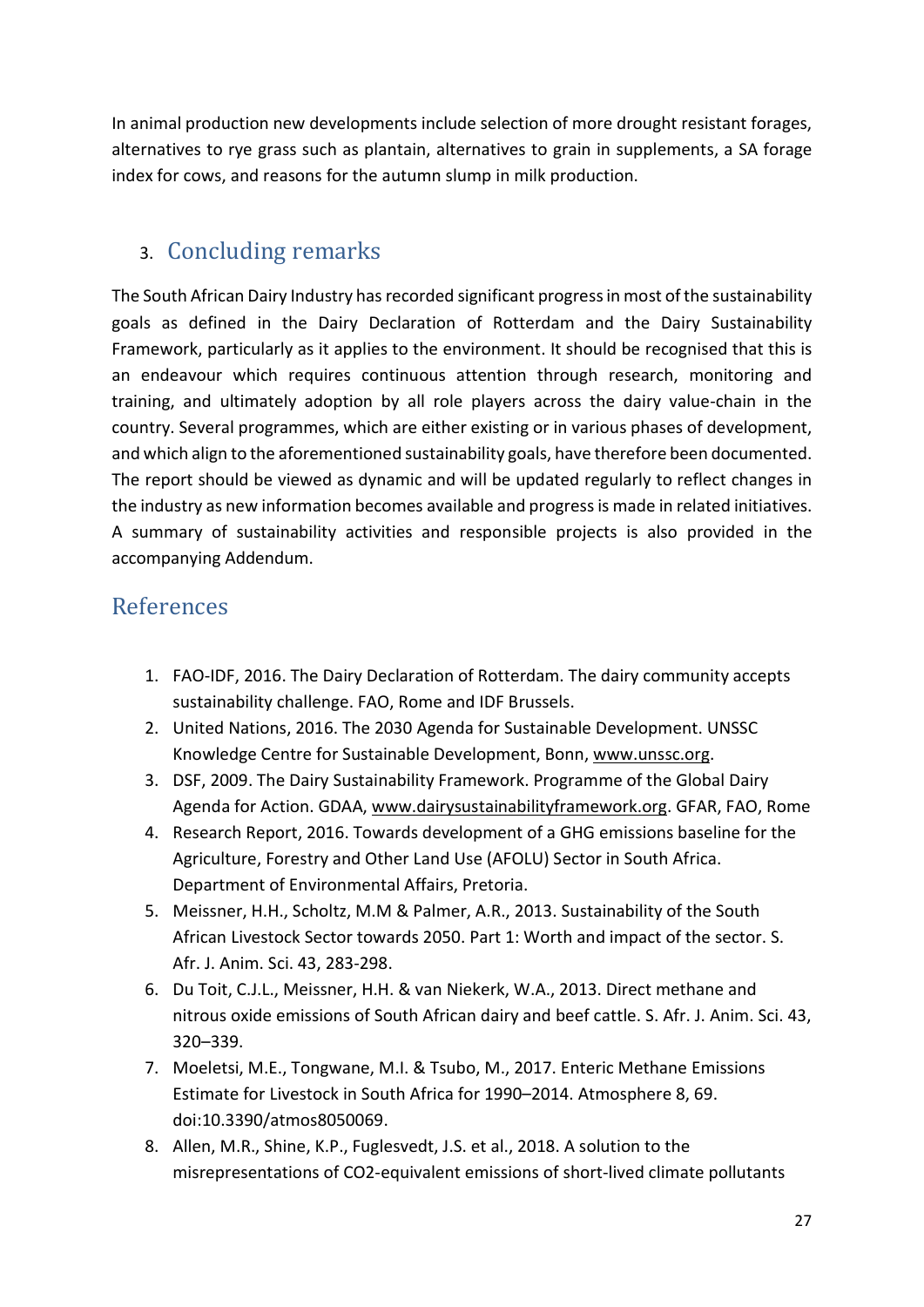In animal production new developments include selection of more drought resistant forages, alternatives to rye grass such as plantain, alternatives to grain in supplements, a SA forage index for cows, and reasons for the autumn slump in milk production.

## 3. Concluding remarks

The South African Dairy Industry has recorded significant progress in most of the sustainability goals as defined in the Dairy Declaration of Rotterdam and the Dairy Sustainability Framework, particularly as it applies to the environment. It should be recognised that this is an endeavour which requires continuous attention through research, monitoring and training, and ultimately adoption by all role players across the dairy value-chain in the country. Several programmes, which are either existing or in various phases of development, and which align to the aforementioned sustainability goals, have therefore been documented. The report should be viewed as dynamic and will be updated regularly to reflect changes in the industry as new information becomes available and progress is made in related initiatives. A summary of sustainability activities and responsible projects is also provided in the accompanying Addendum.

## References

1. FAO-IDF, 2016. The Dairy Declaration of Rotterdam. The dairy community accepts sustainability challenge. FAO, Rome and IDF Brussels.
2. United Nations, 2016. The 2030 Agenda for Sustainable Development. UNSSC Knowledge Centre for Sustainable Development, Bonn, www.unssc.org.
3. DSF, 2009. The Dairy Sustainability Framework. Programme of the Global Dairy Agenda for Action. GDAA, www.dairysustainabilityframework.org. GFAR, FAO, Rome
4. Research Report, 2016. Towards development of a GHG emissions baseline for the Agriculture, Forestry and Other Land Use (AFOLU) Sector in South Africa. Department of Environmental Affairs, Pretoria.
5. Meissner, H.H., Scholtz, M.M & Palmer, A.R., 2013. Sustainability of the South African Livestock Sector towards 2050. Part 1: Worth and impact of the sector. S. Afr. J. Anim. Sci. 43, 283-298.
6. Du Toit, C.J.L., Meissner, H.H. & van Niekerk, W.A., 2013. Direct methane and nitrous oxide emissions of South African dairy and beef cattle. S. Afr. J. Anim. Sci. 43, 320–339.
7. Moeletsi, M.E., Tongwane, M.I. & Tsubo, M., 2017. Enteric Methane Emissions Estimate for Livestock in South Africa for 1990–2014. Atmosphere 8, 69. doi:10.3390/atmos8050069.
8. Allen, M.R., Shine, K.P., Fuglesvedt, J.S. et al., 2018. A solution to the misrepresentations of CO2-equivalent emissions of short-lived climate pollutants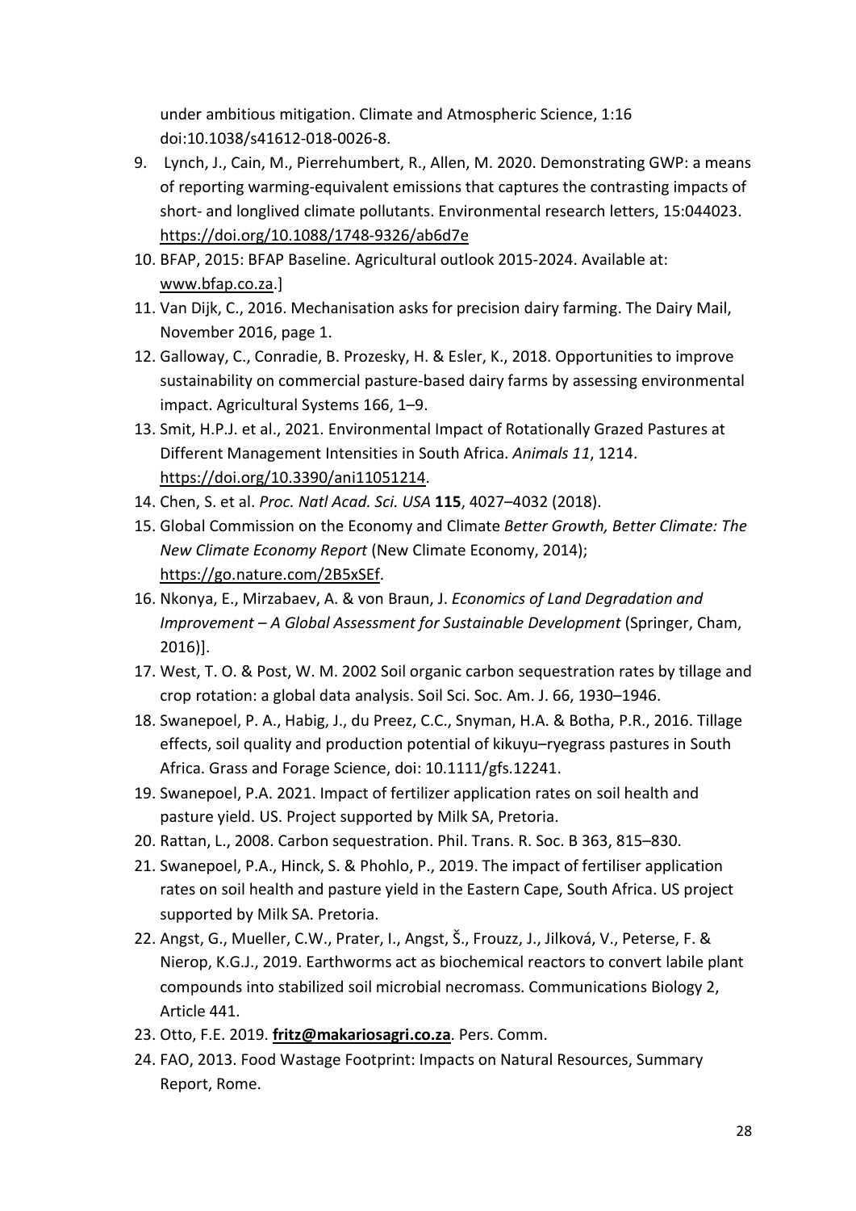under ambitious mitigation. Climate and Atmospheric Science, 1:16 doi:10.1038/s41612-018-0026-8.

9. Lynch, J., Cain, M., Pierrehumbert, R., Allen, M. 2020. Demonstrating GWP: a means of reporting warming-equivalent emissions that captures the contrasting impacts of short- and longlived climate pollutants. Environmental research letters, 15:044023. https://doi.org/10.1088/1748-9326/ab6d7e
10. BFAP, 2015: BFAP Baseline. Agricultural outlook 2015-2024. Available at: www.bfap.co.za.]
11. Van Dijk, C., 2016. Mechanisation asks for precision dairy farming. The Dairy Mail, November 2016, page 1.
12. Galloway, C., Conradie, B. Prozesky, H. & Esler, K., 2018. Opportunities to improve sustainability on commercial pasture-based dairy farms by assessing environmental impact. Agricultural Systems 166, 1–9.
13. Smit, H.P.J. et al., 2021. Environmental Impact of Rotationally Grazed Pastures at Different Management Intensities in South Africa. *Animals 11*, 1214. https://doi.org/10.3390/ani11051214.
14. Chen, S. et al. *Proc. Natl Acad. Sci. USA* **115**, 4027–4032 (2018).
15. Global Commission on the Economy and Climate *Better Growth, Better Climate: The New Climate Economy Report* (New Climate Economy, 2014); https://go.nature.com/2B5xSEf.
16. Nkonya, E., Mirzabaev, A. & von Braun, J. *Economics of Land Degradation and Improvement – A Global Assessment for Sustainable Development* (Springer, Cham, 2016)].
17. West, T. O. & Post, W. M. 2002 Soil organic carbon sequestration rates by tillage and crop rotation: a global data analysis. Soil Sci. Soc. Am. J. 66, 1930–1946.
18. Swanepoel, P. A., Habig, J., du Preez, C.C., Snyman, H.A. & Botha, P.R., 2016. Tillage effects, soil quality and production potential of kikuyu–ryegrass pastures in South Africa. Grass and Forage Science, doi: 10.1111/gfs.12241.
19. Swanepoel, P.A. 2021. Impact of fertilizer application rates on soil health and pasture yield. US. Project supported by Milk SA, Pretoria.
20. Rattan, L., 2008. Carbon sequestration. Phil. Trans. R. Soc. B 363, 815–830.
21. Swanepoel, P.A., Hinck, S. & Phohlo, P., 2019. The impact of fertiliser application rates on soil health and pasture yield in the Eastern Cape, South Africa. US project supported by Milk SA. Pretoria.
22. Angst, G., Mueller, C.W., Prater, I., Angst, Š., Frouzz, J., Jilková, V., Peterse, F. & Nierop, K.G.J., 2019. Earthworms act as biochemical reactors to convert labile plant compounds into stabilized soil microbial necromass. Communications Biology 2, Article 441.
23. Otto, F.E. 2019. **fritz@makariosagri.co.za**. Pers. Comm.
24. FAO, 2013. Food Wastage Footprint: Impacts on Natural Resources, Summary Report, Rome.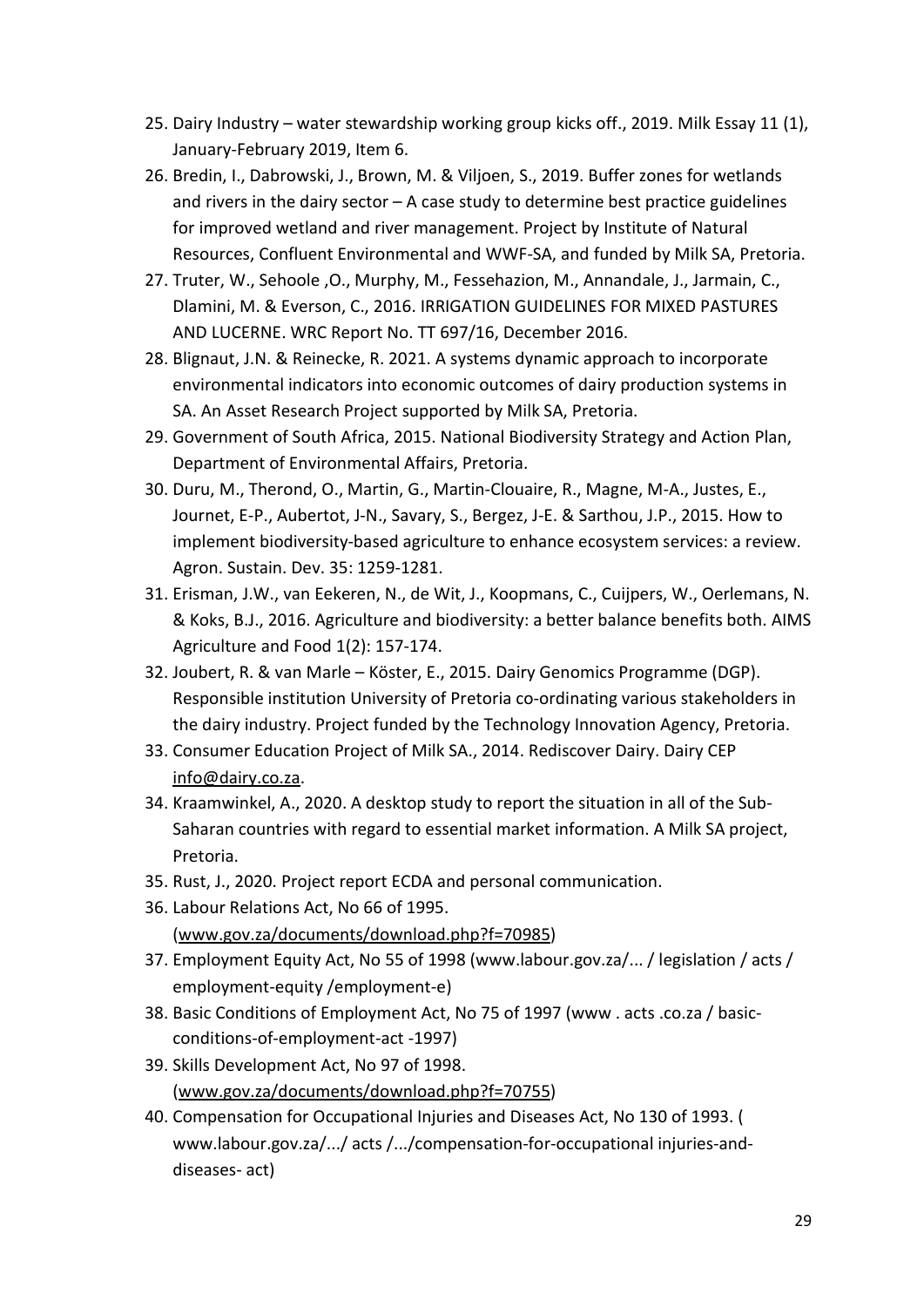25. Dairy Industry – water stewardship working group kicks off., 2019. Milk Essay 11 (1), January-February 2019, Item 6.
26. Bredin, I., Dabrowski, J., Brown, M. & Viljoen, S., 2019. Buffer zones for wetlands and rivers in the dairy sector – A case study to determine best practice guidelines for improved wetland and river management. Project by Institute of Natural Resources, Confluent Environmental and WWF-SA, and funded by Milk SA, Pretoria.
27. Truter, W., Sehoole ,O., Murphy, M., Fessehazion, M., Annandale, J., Jarmain, C., Dlamini, M. & Everson, C., 2016. IRRIGATION GUIDELINES FOR MIXED PASTURES AND LUCERNE. WRC Report No. TT 697/16, December 2016.
28. Blignaut, J.N. & Reinecke, R. 2021. A systems dynamic approach to incorporate environmental indicators into economic outcomes of dairy production systems in SA. An Asset Research Project supported by Milk SA, Pretoria.
29. Government of South Africa, 2015. National Biodiversity Strategy and Action Plan, Department of Environmental Affairs, Pretoria.
30. Duru, M., Therond, O., Martin, G., Martin-Clouaire, R., Magne, M-A., Justes, E., Journet, E-P., Aubertot, J-N., Savary, S., Bergez, J-E. & Sarthou, J.P., 2015. How to implement biodiversity-based agriculture to enhance ecosystem services: a review. Agron. Sustain. Dev. 35: 1259-1281.
31. Erisman, J.W., van Eekeren, N., de Wit, J., Koopmans, C., Cuijpers, W., Oerlemans, N. & Koks, B.J., 2016. Agriculture and biodiversity: a better balance benefits both. AIMS Agriculture and Food 1(2): 157-174.
32. Joubert, R. & van Marle – Köster, E., 2015. Dairy Genomics Programme (DGP). Responsible institution University of Pretoria co-ordinating various stakeholders in the dairy industry. Project funded by the Technology Innovation Agency, Pretoria.
33. Consumer Education Project of Milk SA., 2014. Rediscover Dairy. Dairy CEP info@dairy.co.za.
34. Kraamwinkel, A., 2020. A desktop study to report the situation in all of the Sub-Saharan countries with regard to essential market information. A Milk SA project, Pretoria.
35. Rust, J., 2020. Project report ECDA and personal communication.
36. Labour Relations Act, No 66 of 1995. (www.gov.za/documents/download.php?f=70985)
37. Employment Equity Act, No 55 of 1998 (www.labour.gov.za/... / legislation / acts / employment-equity /employment-e)
38. Basic Conditions of Employment Act, No 75 of 1997 (www . acts .co.za / basic-conditions-of-employment-act -1997)
39. Skills Development Act, No 97 of 1998. (www.gov.za/documents/download.php?f=70755)
40. Compensation for Occupational Injuries and Diseases Act, No 130 of 1993. ( www.labour.gov.za/.../ acts /.../compensation-for-occupational injuries-and-diseases- act)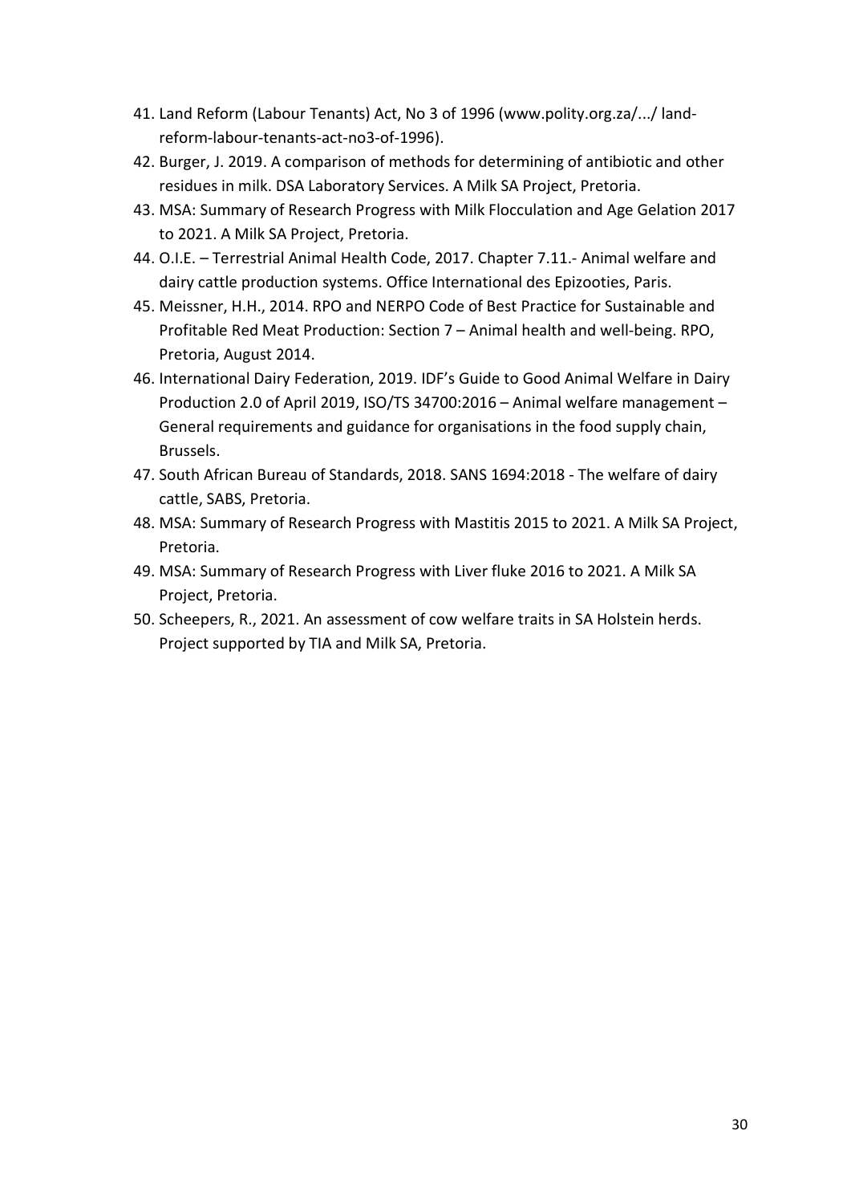41. Land Reform (Labour Tenants) Act, No 3 of 1996 (www.polity.org.za/.../ land-reform-labour-tenants-act-no3-of-1996).
42. Burger, J. 2019. A comparison of methods for determining of antibiotic and other residues in milk. DSA Laboratory Services. A Milk SA Project, Pretoria.
43. MSA: Summary of Research Progress with Milk Flocculation and Age Gelation 2017 to 2021. A Milk SA Project, Pretoria.
44. O.I.E. – Terrestrial Animal Health Code, 2017. Chapter 7.11.- Animal welfare and dairy cattle production systems. Office International des Epizooties, Paris.
45. Meissner, H.H., 2014. RPO and NERPO Code of Best Practice for Sustainable and Profitable Red Meat Production: Section 7 – Animal health and well-being. RPO, Pretoria, August 2014.
46. International Dairy Federation, 2019. IDF's Guide to Good Animal Welfare in Dairy Production 2.0 of April 2019, ISO/TS 34700:2016 – Animal welfare management – General requirements and guidance for organisations in the food supply chain, Brussels.
47. South African Bureau of Standards, 2018. SANS 1694:2018 - The welfare of dairy cattle, SABS, Pretoria.
48. MSA: Summary of Research Progress with Mastitis 2015 to 2021. A Milk SA Project, Pretoria.
49. MSA: Summary of Research Progress with Liver fluke 2016 to 2021. A Milk SA Project, Pretoria.
50. Scheepers, R., 2021. An assessment of cow welfare traits in SA Holstein herds. Project supported by TIA and Milk SA, Pretoria.